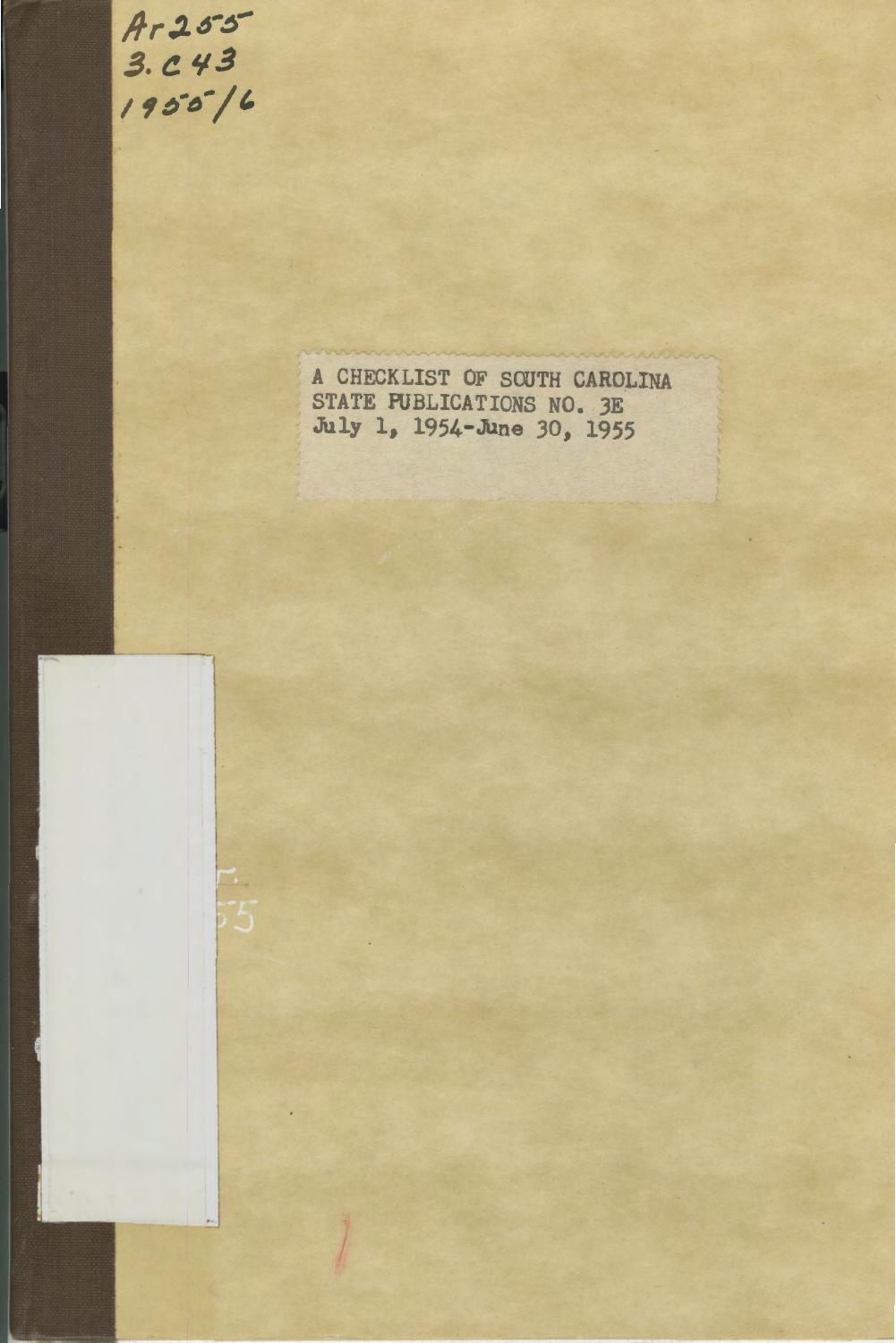Ar255
3.C43
1955/6

A CHECKLIST OF SOUTH CAROLINA
STATE PUBLICATIONS NO. 3E
July 1, 1954-June 30, 1955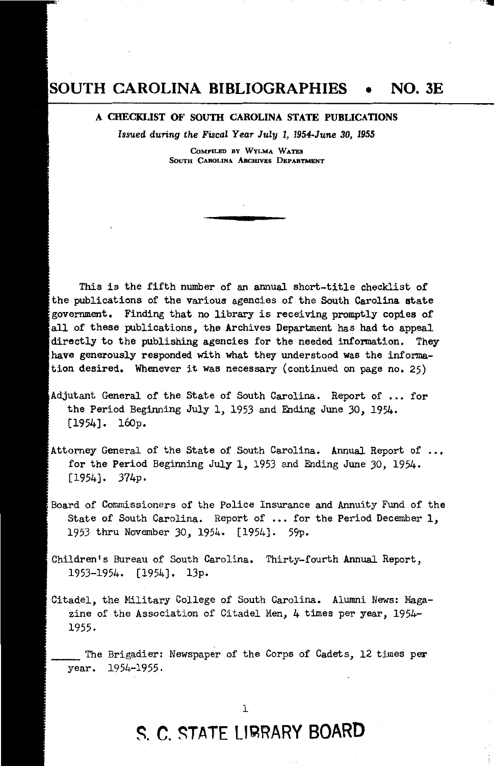# SOUTH CAROLINA BIBLIOGRAPHIES • NO. 3E

**A CHECKLIST OF SOUTH CAROLINA STATE PUBLICATIONS**

*Issued during the Fiscal Year July 1, 1954-June 30, 1955*

COMPILED BY WYLMA WATES
SOUTH CAROLINA ARCHIVES DEPARTMENT

This is the fifth number of an annual short-title checklist of the publications of the various agencies of the South Carolina state government. Finding that no library is receiving promptly copies of all of these publications, the Archives Department has had to appeal directly to the publishing agencies for the needed information. They have generously responded with what they understood was the information desired. Whenever it was necessary (continued on page no. 25)

Adjutant General of the State of South Carolina. Report of ... for the Period Beginning July 1, 1953 and Ending June 30, 1954. [1954]. 160p.

Attorney General of the State of South Carolina. Annual Report of ..., for the Period Beginning July 1, 1953 and Ending June 30, 1954. [1954]. 374p.

Board of Commissioners of the Police Insurance and Annuity Fund of the State of South Carolina. Report of ... for the Period December 1, 1953 thru November 30, 1954. [1954]. 59p.

Children's Bureau of South Carolina. Thirty-fourth Annual Report, 1953-1954. [1954]. 13p.

Citadel, the Military College of South Carolina. Alumni News: Magazine of the Association of Citadel Men, 4 times per year, 1954-1955.

____ The Brigadier: Newspaper of the Corps of Cadets, 12 times per year. 1954-1955.

S. C. STATE LIBRARY BOARD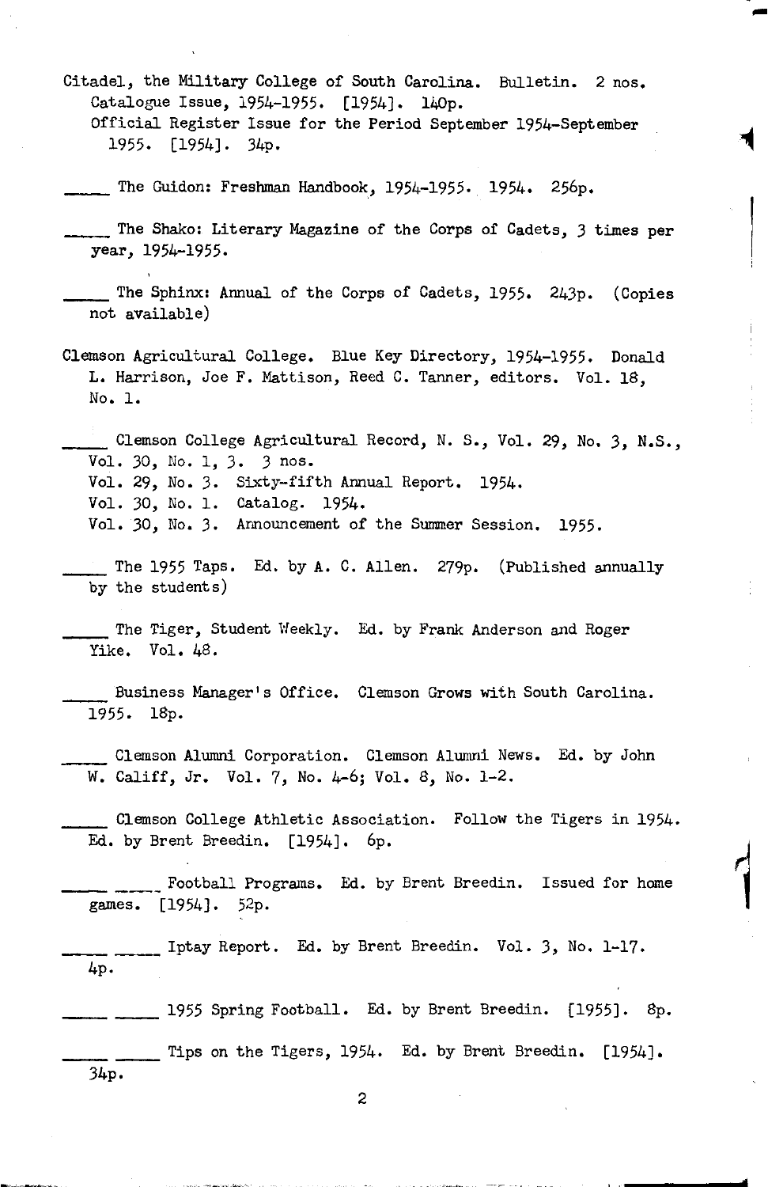Citadel, the Military College of South Carolina. Bulletin. 2 nos.
Catalogue Issue, 1954-1955. [1954]. 140p.
Official Register Issue for the Period September 1954-September 1955. [1954]. 34p.

_____ The Guidon: Freshman Handbook, 1954-1955. 1954. 256p.

_____ The Shako: Literary Magazine of the Corps of Cadets, 3 times per year, 1954-1955.

_____ The Sphinx: Annual of the Corps of Cadets, 1955. 243p. (Copies not available)

Clemson Agricultural College. Blue Key Directory, 1954-1955. Donald L. Harrison, Joe F. Mattison, Reed C. Tanner, editors. Vol. 18, No. 1.

_____ Clemson College Agricultural Record, N. S., Vol. 29, No. 3, N.S., Vol. 30, No. 1, 3. 3 nos.
Vol. 29, No. 3. Sixty-fifth Annual Report. 1954.
Vol. 30, No. 1. Catalog. 1954.
Vol. 30, No. 3. Announcement of the Summer Session. 1955.

_____ The 1955 Taps. Ed. by A. C. Allen. 279p. (Published annually by the students)

_____ The Tiger, Student Weekly. Ed. by Frank Anderson and Roger Yike. Vol. 48.

_____ Business Manager's Office. Clemson Grows with South Carolina. 1955. 18p.

_____ Clemson Alumni Corporation. Clemson Alumni News. Ed. by John W. Califf, Jr. Vol. 7, No. 4-6; Vol. 8, No. 1-2.

_____ Clemson College Athletic Association. Follow the Tigers in 1954. Ed. by Brent Breedin. [1954]. 6p.

_____ _____ Football Programs. Ed. by Brent Breedin. Issued for home games. [1954]. 52p.

_____ _____ Iptay Report. Ed. by Brent Breedin. Vol. 3, No. 1-17. 4p.

_____ _____ 1955 Spring Football. Ed. by Brent Breedin. [1955]. 8p.

_____ _____ Tips on the Tigers, 1954. Ed. by Brent Breedin. [1954]. 34p.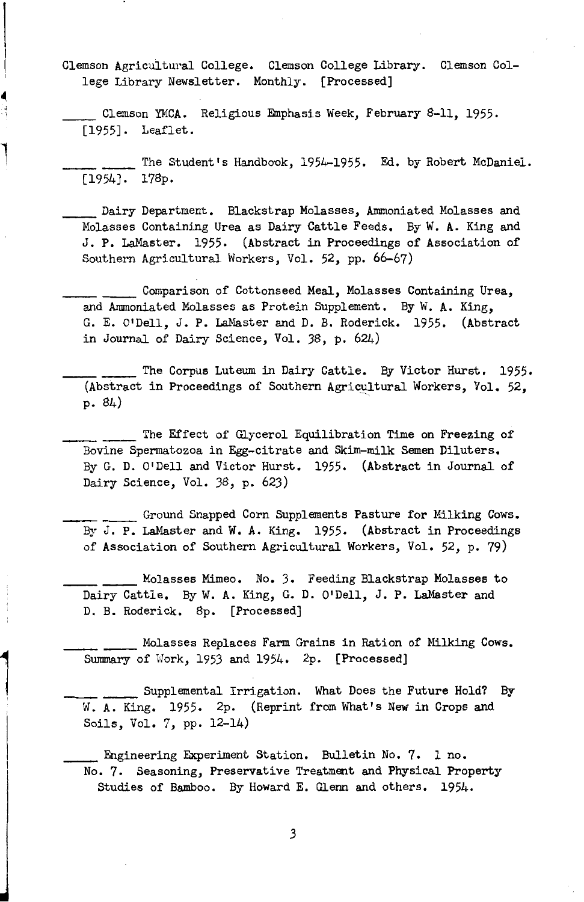Clemson Agricultural College. Clemson College Library. Clemson College Library Newsletter. Monthly. [Processed]

_____ Clemson YMCA. Religious Emphasis Week, February 8-11, 1955. [1955]. Leaflet.

_____ _____ The Student's Handbook, 1954-1955. Ed. by Robert McDaniel. [1954]. 178p.

_____ Dairy Department. Blackstrap Molasses, Ammoniated Molasses and Molasses Containing Urea as Dairy Cattle Feeds. By W. A. King and J. P. LaMaster. 1955. (Abstract in Proceedings of Association of Southern Agricultural Workers, Vol. 52, pp. 66-67)

_____ _____ Comparison of Cottonseed Meal, Molasses Containing Urea, and Ammoniated Molasses as Protein Supplement. By W. A. King, G. E. O'Dell, J. P. LaMaster and D. B. Roderick. 1955. (Abstract in Journal of Dairy Science, Vol. 38, p. 624)

_____ _____ The Corpus Luteum in Dairy Cattle. By Victor Hurst. 1955. (Abstract in Proceedings of Southern Agricultural Workers, Vol. 52, p. 84)

_____ _____ The Effect of Glycerol Equilibration Time on Freezing of Bovine Spermatozoa in Egg-citrate and Skim-milk Semen Diluters. By G. D. O'Dell and Victor Hurst. 1955. (Abstract in Journal of Dairy Science, Vol. 38, p. 623)

_____ _____ Ground Snapped Corn Supplements Pasture for Milking Cows. By J. P. LaMaster and W. A. King. 1955. (Abstract in Proceedings of Association of Southern Agricultural Workers, Vol. 52, p. 79)

_____ _____ Molasses Mimeo. No. 3. Feeding Blackstrap Molasses to Dairy Cattle. By W. A. King, G. D. O'Dell, J. P. LaMaster and D. B. Roderick. 8p. [Processed]

_____ _____ Molasses Replaces Farm Grains in Ration of Milking Cows. Summary of Work, 1953 and 1954. 2p. [Processed]

_____ _____ Supplemental Irrigation. What Does the Future Hold? By W. A. King. 1955. 2p. (Reprint from What's New in Crops and Soils, Vol. 7, pp. 12-14)

_____ Engineering Experiment Station. Bulletin No. 7. 1 no.
No. 7. Seasoning, Preservative Treatment and Physical Property Studies of Bamboo. By Howard E. Glenn and others. 1954.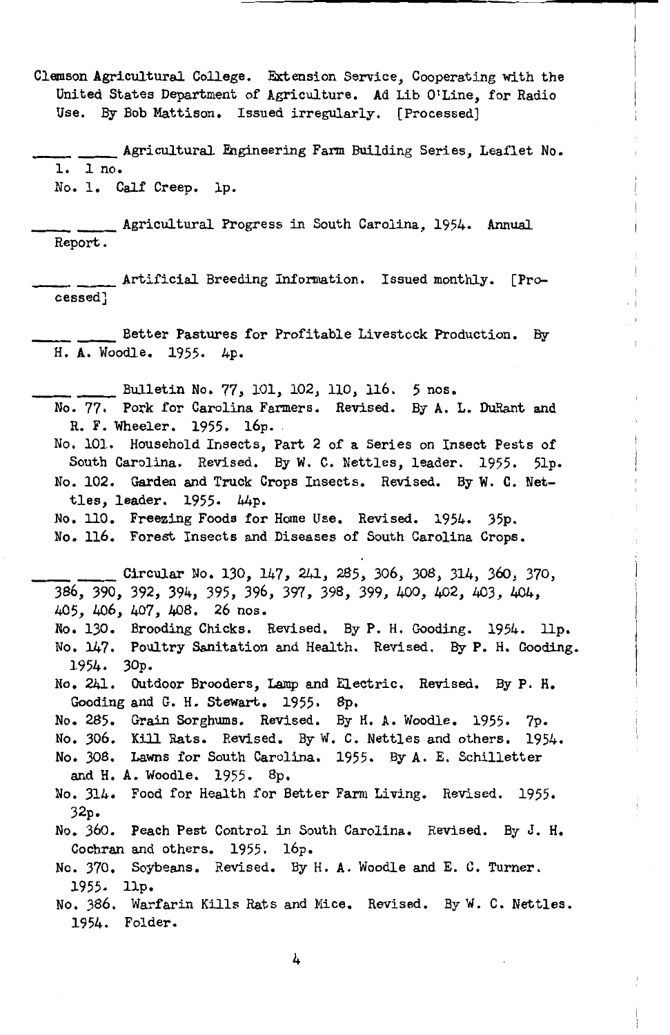Clemson Agricultural College. Extension Service, Cooperating with the United States Department of Agriculture. Ad Lib O'Line, for Radio Use. By Bob Mattison. Issued irregularly. [Processed]

____ ____ Agricultural Engineering Farm Building Series, Leaflet No. 1. 1 no.

No. 1. Calf Creep. 1p.

____ ____ Agricultural Progress in South Carolina, 1954. Annual Report.

____ ____ Artificial Breeding Information. Issued monthly. [Processed]

____ ____ Better Pastures for Profitable Livestock Production. By H. A. Woodle. 1955. 4p.

____ ____ Bulletin No. 77, 101, 102, 110, 116. 5 nos.

No. 77. Pork for Carolina Farmers. Revised. By A. L. DuRant and R. F. Wheeler. 1955. 16p.

No. 101. Household Insects, Part 2 of a Series on Insect Pests of South Carolina. Revised. By W. C. Nettles, leader. 1955. 51p.

No. 102. Garden and Truck Crops Insects. Revised. By W. C. Nettles, leader. 1955. 44p.

No. 110. Freezing Foods for Home Use. Revised. 1954. 35p.

No. 116. Forest Insects and Diseases of South Carolina Crops.

____ ____ Circular No. 130, 147, 241, 285, 306, 308, 314, 360, 370, 386, 390, 392, 394, 395, 396, 397, 398, 399, 400, 402, 403, 404, 405, 406, 407, 408. 26 nos.

No. 130. Brooding Chicks. Revised. By P. H. Gooding. 1954. 11p.

No. 147. Poultry Sanitation and Health. Revised. By P. H. Gooding. 1954. 30p.

No. 241. Outdoor Brooders, Lamp and Electric. Revised. By P. H. Gooding and G. H. Stewart. 1955. 8p.

No. 285. Grain Sorghums. Revised. By H. A. Woodle. 1955. 7p.

No. 306. Kill Rats. Revised. By W. C. Nettles and others. 1954.

No. 308. Lawns for South Carolina. 1955. By A. E. Schilletter and H. A. Woodle. 1955. 8p.

No. 314. Food for Health for Better Farm Living. Revised. 1955. 32p.

No. 360. Peach Pest Control in South Carolina. Revised. By J. H. Cochran and others. 1955. 16p.

No. 370. Soybeans. Revised. By H. A. Woodle and E. C. Turner. 1955. 11p.

No. 386. Warfarin Kills Rats and Mice. Revised. By W. C. Nettles. 1954. Folder.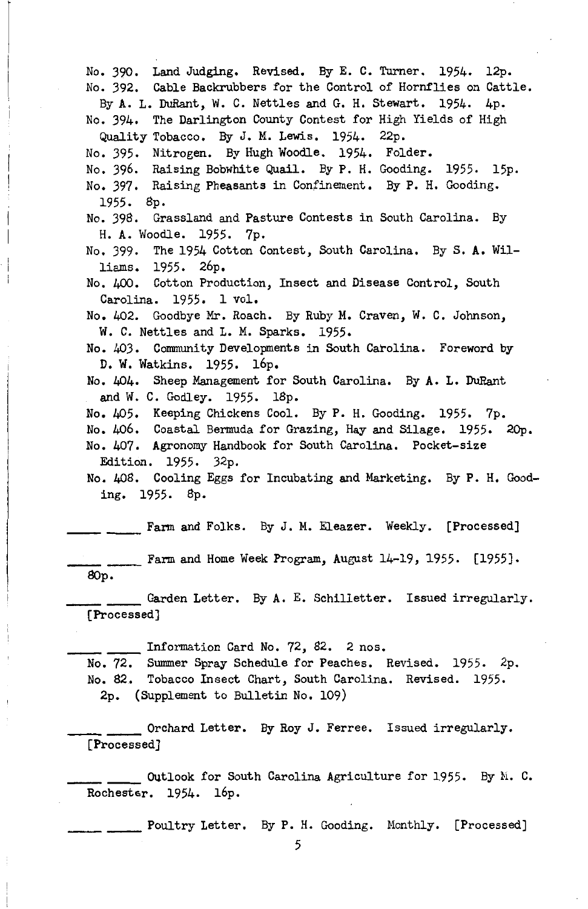No. 390. Land Judging. Revised. By E. C. Turner. 1954. 12p.

No. 392. Cable Backrubbers for the Control of Hornflies on Cattle. By A. L. DuRant, W. C. Nettles and G. H. Stewart. 1954. 4p.

No. 394. The Darlington County Contest for High Yields of High Quality Tobacco. By J. M. Lewis. 1954. 22p.

No. 395. Nitrogen. By Hugh Woodle. 1954. Folder.

No. 396. Raising Bobwhite Quail. By P. H. Gooding. 1955. 15p.

No. 397. Raising Pheasants in Confinement. By P. H. Gooding. 1955. 8p.

No. 398. Grassland and Pasture Contests in South Carolina. By H. A. Woodle. 1955. 7p.

No. 399. The 1954 Cotton Contest, South Carolina. By S. A. Williams. 1955. 26p.

No. 400. Cotton Production, Insect and Disease Control, South Carolina. 1955. 1 vol.

No. 402. Goodbye Mr. Roach. By Ruby M. Craven, W. C. Johnson, W. C. Nettles and L. M. Sparks. 1955.

No. 403. Community Developments in South Carolina. Foreword by D. W. Watkins. 1955. 16p.

No. 404. Sheep Management for South Carolina. By A. L. DuRant and W. C. Godley. 1955. 18p.

No. 405. Keeping Chickens Cool. By P. H. Gooding. 1955. 7p.

No. 406. Coastal Bermuda for Grazing, Hay and Silage. 1955. 20p.

No. 407. Agronomy Handbook for South Carolina. Pocket-size Edition. 1955. 32p.

No. 408. Cooling Eggs for Incubating and Marketing. By P. H. Gooding. 1955. 8p.

\_\_\_\_ \_\_\_\_ Farm and Folks. By J. M. Eleazer. Weekly. [Processed]

\_\_\_\_ \_\_\_\_ Farm and Home Week Program, August 14-19, 1955. [1955]. 80p.

\_\_\_\_ \_\_\_\_ Garden Letter. By A. E. Schilletter. Issued irregularly. [Processed]

\_\_\_\_ \_\_\_\_ Information Card No. 72, 82. 2 nos.

No. 72. Summer Spray Schedule for Peaches. Revised. 1955. 2p.

No. 82. Tobacco Insect Chart, South Carolina. Revised. 1955. 2p. (Supplement to Bulletin No. 109)

\_\_\_\_ \_\_\_\_ Orchard Letter. By Roy J. Ferree. Issued irregularly. [Processed]

\_\_\_\_ \_\_\_\_ Outlook for South Carolina Agriculture for 1955. By M. C. Rochester. 1954. 16p.

\_\_\_\_ \_\_\_\_ Poultry Letter. By P. H. Gooding. Monthly. [Processed]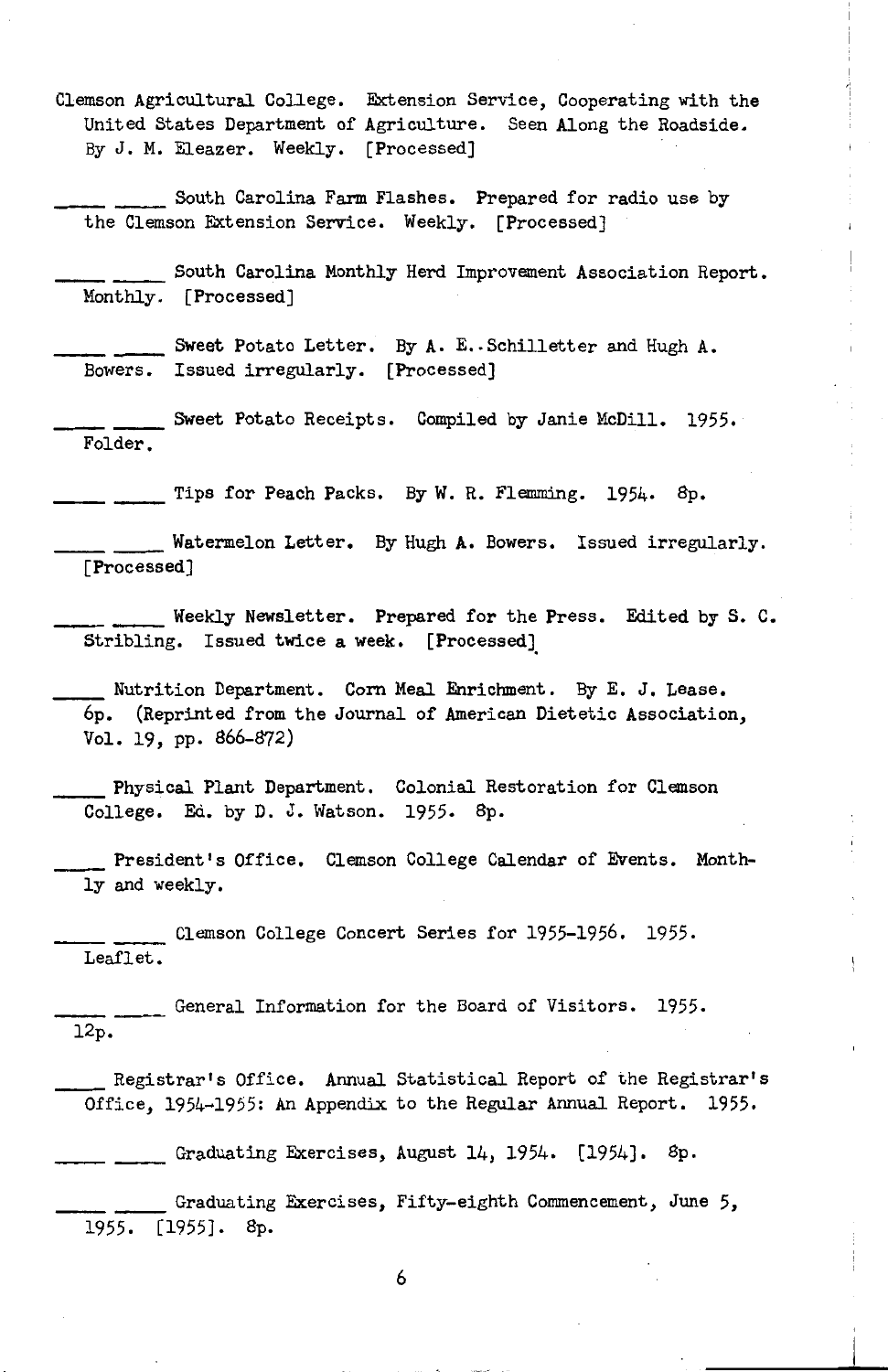Clemson Agricultural College. Extension Service, Cooperating with the United States Department of Agriculture. Seen Along the Roadside. By J. M. Eleazer. Weekly. [Processed]

____ ____ South Carolina Farm Flashes. Prepared for radio use by the Clemson Extension Service. Weekly. [Processed]

____ ____ South Carolina Monthly Herd Improvement Association Report. Monthly. [Processed]

____ ____ Sweet Potato Letter. By A. E. Schilletter and Hugh A. Bowers. Issued irregularly. [Processed]

____ ____ Sweet Potato Receipts. Compiled by Janie McDill. 1955. Folder.

____ ____ Tips for Peach Packs. By W. R. Flemming. 1954. 8p.

____ ____ Watermelon Letter. By Hugh A. Bowers. Issued irregularly. [Processed]

____ ____ Weekly Newsletter. Prepared for the Press. Edited by S. C. Stribling. Issued twice a week. [Processed]

____ Nutrition Department. Corn Meal Enrichment. By E. J. Lease. 6p. (Reprinted from the Journal of American Dietetic Association, Vol. 19, pp. 866-872)

____ Physical Plant Department. Colonial Restoration for Clemson College. Ed. by D. J. Watson. 1955. 8p.

____ President's Office. Clemson College Calendar of Events. Monthly and weekly.

____ ____ Clemson College Concert Series for 1955-1956. 1955. Leaflet.

____ ____ General Information for the Board of Visitors. 1955. 12p.

____ Registrar's Office. Annual Statistical Report of the Registrar's Office, 1954-1955: An Appendix to the Regular Annual Report. 1955.

____ ____ Graduating Exercises, August 14, 1954. [1954]. 8p.

____ ____ Graduating Exercises, Fifty-eighth Commencement, June 5, 1955. [1955]. 8p.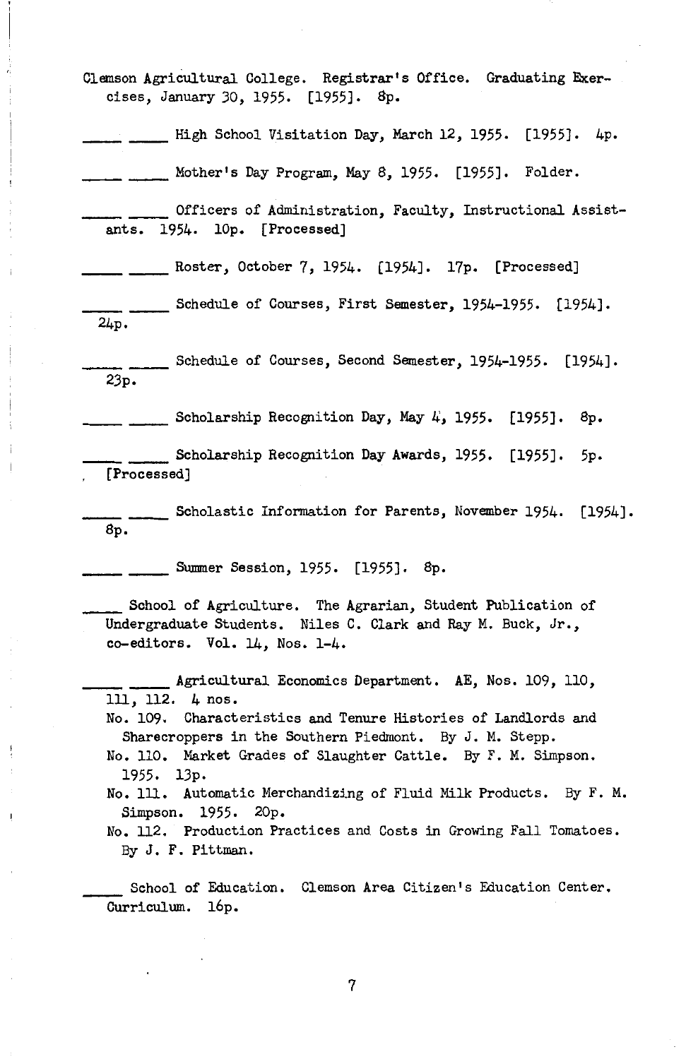Clemson Agricultural College. Registrar's Office. Graduating Exercises, January 30, 1955. [1955]. 8p.

____ ____ High School Visitation Day, March 12, 1955. [1955]. 4p.

____ ____ Mother's Day Program, May 8, 1955. [1955]. Folder.

____ ____ Officers of Administration, Faculty, Instructional Assistants. 1954. 10p. [Processed]

____ ____ Roster, October 7, 1954. [1954]. 17p. [Processed]

____ ____ Schedule of Courses, First Semester, 1954-1955. [1954]. 24p.

____ ____ Schedule of Courses, Second Semester, 1954-1955. [1954]. 23p.

____ ____ Scholarship Recognition Day, May 4, 1955. [1955]. 8p.

____ ____ Scholarship Recognition Day Awards, 1955. [1955]. 5p. [Processed]

____ ____ Scholastic Information for Parents, November 1954. [1954]. 8p.

____ ____ Summer Session, 1955. [1955]. 8p.

____ School of Agriculture. The Agrarian, Student Publication of Undergraduate Students. Niles C. Clark and Ray M. Buck, Jr., co-editors. Vol. 14, Nos. 1-4.

____ ____ Agricultural Economics Department. AE, Nos. 109, 110, 111, 112. 4 nos.

No. 109. Characteristics and Tenure Histories of Landlords and Sharecroppers in the Southern Piedmont. By J. M. Stepp.

No. 110. Market Grades of Slaughter Cattle. By F. M. Simpson. 1955. 13p.

No. 111. Automatic Merchandizing of Fluid Milk Products. By F. M. Simpson. 1955. 20p.

No. 112. Production Practices and Costs in Growing Fall Tomatoes. By J. F. Pittman.

____ School of Education. Clemson Area Citizen's Education Center. Curriculum. 16p.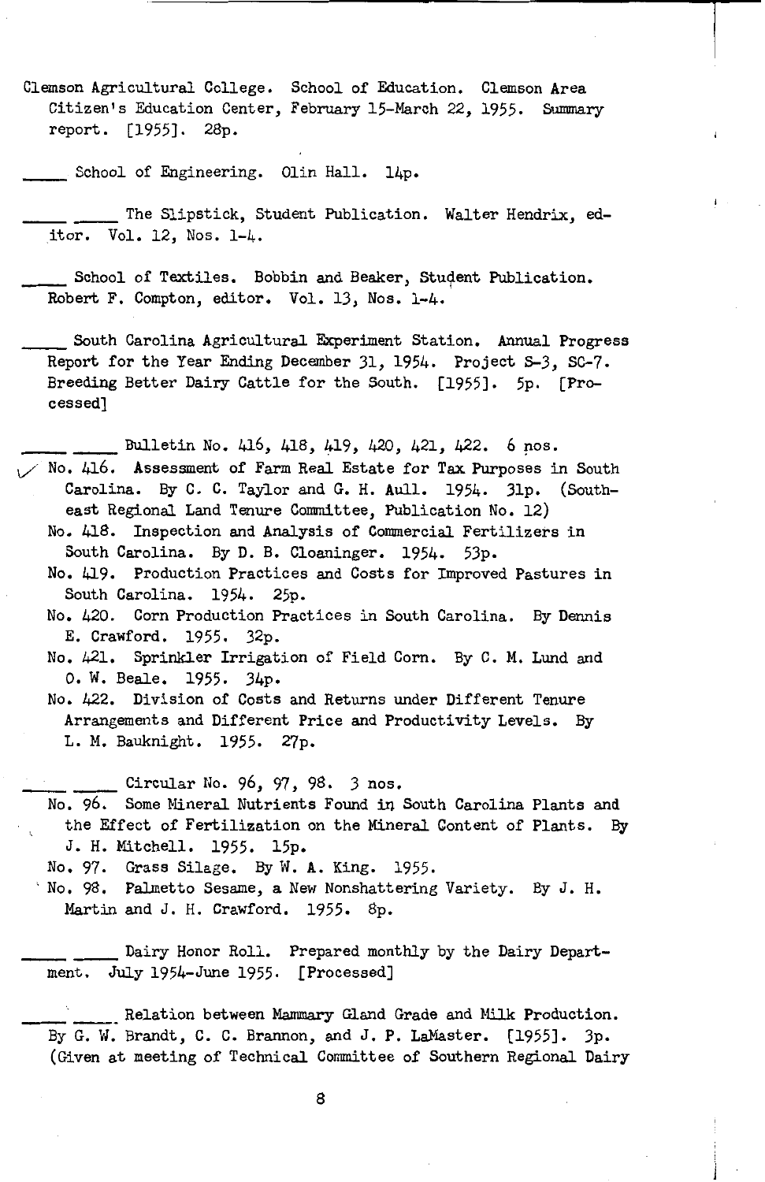Clemson Agricultural College. School of Education. Clemson Area Citizen's Education Center, February 15-March 22, 1955. Summary report. [1955]. 28p.

_____ School of Engineering. Olin Hall. 14p.

_____ _____ The Slipstick, Student Publication. Walter Hendrix, editor. Vol. 12, Nos. 1-4.

_____ School of Textiles. Bobbin and Beaker, Student Publication. Robert F. Compton, editor. Vol. 13, Nos. 1-4.

_____ South Carolina Agricultural Experiment Station. Annual Progress Report for the Year Ending December 31, 1954. Project S-3, SC-7. Breeding Better Dairy Cattle for the South. [1955]. 5p. [Processed]

_____ _____ Bulletin No. 416, 418, 419, 420, 421, 422. 6 nos.

No. 416. Assessment of Farm Real Estate for Tax Purposes in South Carolina. By C. C. Taylor and G. H. Aull. 1954. 31p. (Southeast Regional Land Tenure Committee, Publication No. 12)

No. 418. Inspection and Analysis of Commercial Fertilizers in South Carolina. By D. B. Cloaninger. 1954. 53p.

No. 419. Production Practices and Costs for Improved Pastures in South Carolina. 1954. 25p.

No. 420. Corn Production Practices in South Carolina. By Dennis E. Crawford. 1955. 32p.

No. 421. Sprinkler Irrigation of Field Corn. By C. M. Lund and O. W. Beale. 1955. 34p.

No. 422. Division of Costs and Returns under Different Tenure Arrangements and Different Price and Productivity Levels. By L. M. Bauknight. 1955. 27p.

_____ _____ Circular No. 96, 97, 98. 3 nos.

No. 96. Some Mineral Nutrients Found in South Carolina Plants and the Effect of Fertilization on the Mineral Content of Plants. By J. H. Mitchell. 1955. 15p.

No. 97. Grass Silage. By W. A. King. 1955.

No. 98. Palmetto Sesame, a New Nonshattering Variety. By J. H. Martin and J. H. Crawford. 1955. 8p.

_____ _____ Dairy Honor Roll. Prepared monthly by the Dairy Department. July 1954-June 1955. [Processed]

_____ _____ Relation between Mammary Gland Grade and Milk Production. By G. W. Brandt, C. C. Brannon, and J. P. LaMaster. [1955]. 3p. (Given at meeting of Technical Committee of Southern Regional Dairy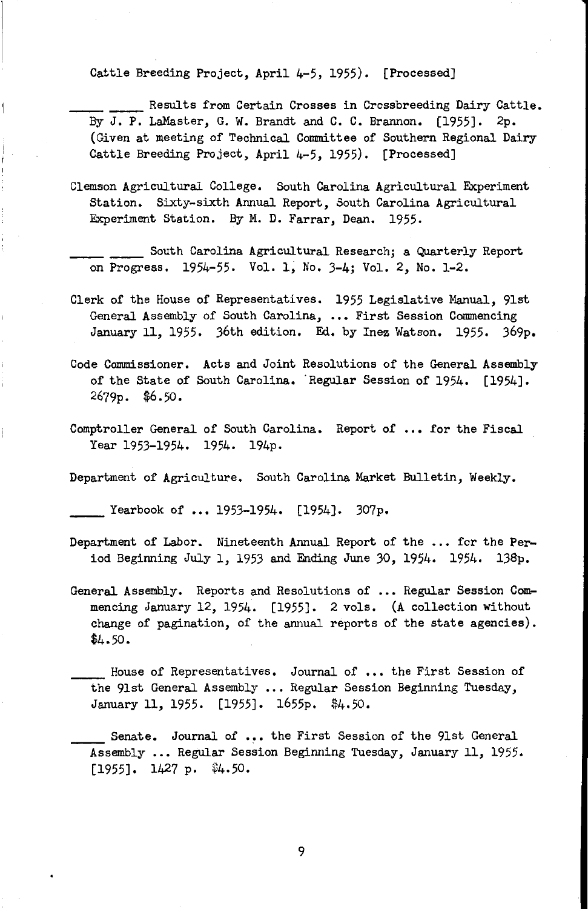Cattle Breeding Project, April 4-5, 1955). [Processed]

\_\_\_\_ \_\_\_\_ Results from Certain Crosses in Crossbreeding Dairy Cattle. By J. P. LaMaster, G. W. Brandt and C. C. Brannon. [1955]. 2p. (Given at meeting of Technical Committee of Southern Regional Dairy Cattle Breeding Project, April 4-5, 1955). [Processed]

Clemson Agricultural College. South Carolina Agricultural Experiment Station. Sixty-sixth Annual Report, South Carolina Agricultural Experiment Station. By M. D. Farrar, Dean. 1955.

\_\_\_\_ \_\_\_\_ South Carolina Agricultural Research; a Quarterly Report on Progress. 1954-55. Vol. 1, No. 3-4; Vol. 2, No. 1-2.

Clerk of the House of Representatives. 1955 Legislative Manual, 91st General Assembly of South Carolina, ... First Session Commencing January 11, 1955. 36th edition. Ed. by Inez Watson. 1955. 369p.

Code Commissioner. Acts and Joint Resolutions of the General Assembly of the State of South Carolina. Regular Session of 1954. [1954]. 2679p. $6.50.

Comptroller General of South Carolina. Report of ... for the Fiscal Year 1953-1954. 1954. 194p.

Department of Agriculture. South Carolina Market Bulletin, Weekly.

\_\_\_\_ Yearbook of ... 1953-1954. [1954]. 307p.

Department of Labor. Nineteenth Annual Report of the ... for the Period Beginning July 1, 1953 and Ending June 30, 1954. 1954. 138p.

General Assembly. Reports and Resolutions of ... Regular Session Commencing January 12, 1954. [1955]. 2 vols. (A collection without change of pagination, of the annual reports of the state agencies). $4.50.

\_\_\_\_ House of Representatives. Journal of ... the First Session of the 91st General Assembly ... Regular Session Beginning Tuesday, January 11, 1955. [1955]. 1655p. $4.50.

\_\_\_\_ Senate. Journal of ... the First Session of the 91st General Assembly ... Regular Session Beginning Tuesday, January 11, 1955. [1955]. 1427 p. $4.50.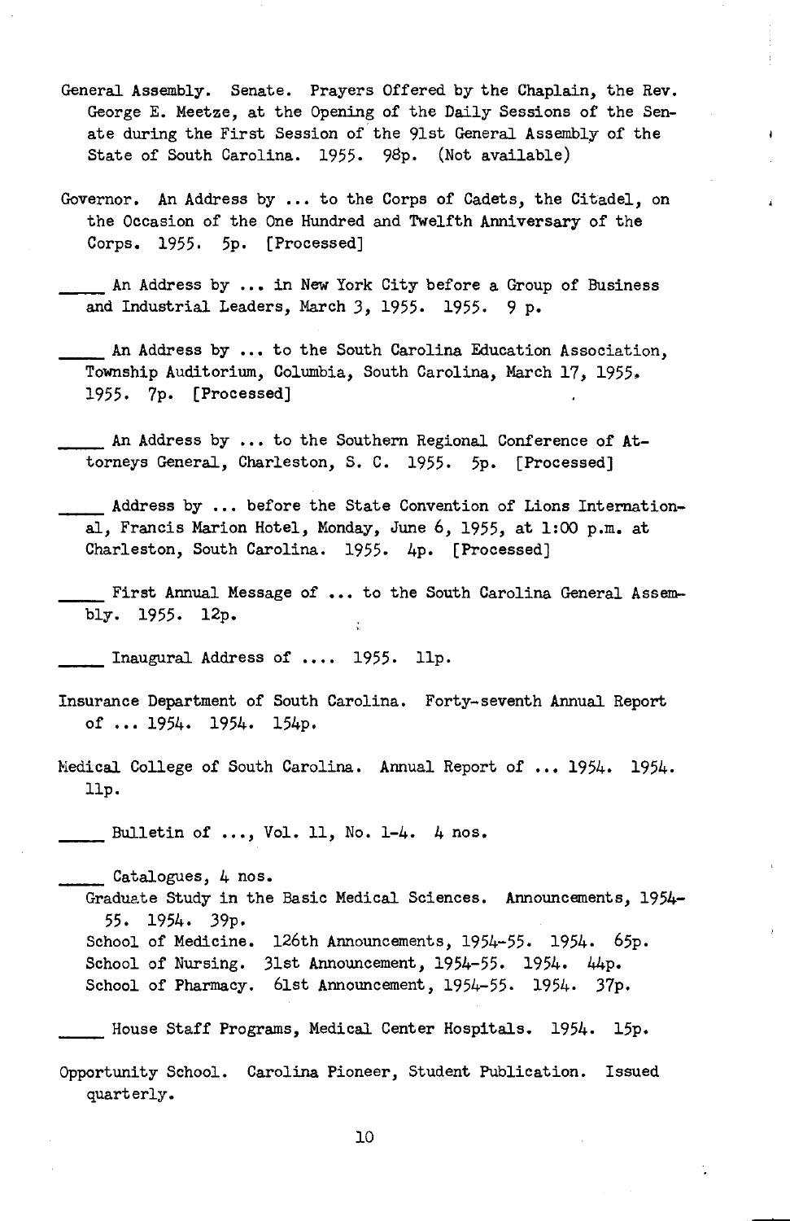General Assembly. Senate. Prayers Offered by the Chaplain, the Rev. George E. Meetze, at the Opening of the Daily Sessions of the Senate during the First Session of the 91st General Assembly of the State of South Carolina. 1955. 98p. (Not available)

Governor. An Address by ... to the Corps of Cadets, the Citadel, on the Occasion of the One Hundred and Twelfth Anniversary of the Corps. 1955. 5p. [Processed]

_____ An Address by ... in New York City before a Group of Business and Industrial Leaders, March 3, 1955. 1955. 9 p.

_____ An Address by ... to the South Carolina Education Association, Township Auditorium, Columbia, South Carolina, March 17, 1955. 1955. 7p. [Processed]

_____ An Address by ... to the Southern Regional Conference of Attorneys General, Charleston, S. C. 1955. 5p. [Processed]

_____ Address by ... before the State Convention of Lions International, Francis Marion Hotel, Monday, June 6, 1955, at 1:00 p.m. at Charleston, South Carolina. 1955. 4p. [Processed]

_____ First Annual Message of ... to the South Carolina General Assembly. 1955. 12p.

_____ Inaugural Address of .... 1955. 11p.

Insurance Department of South Carolina. Forty-seventh Annual Report of ... 1954. 1954. 154p.

Medical College of South Carolina. Annual Report of ... 1954. 1954. 11p.

_____ Bulletin of ..., Vol. 11, No. 1-4. 4 nos.

_____ Catalogues, 4 nos.
Graduate Study in the Basic Medical Sciences. Announcements, 1954-55. 1954. 39p.
School of Medicine. 126th Announcements, 1954-55. 1954. 65p.
School of Nursing. 31st Announcement, 1954-55. 1954. 44p.
School of Pharmacy. 61st Announcement, 1954-55. 1954. 37p.

_____ House Staff Programs, Medical Center Hospitals. 1954. 15p.

Opportunity School. Carolina Pioneer, Student Publication. Issued quarterly.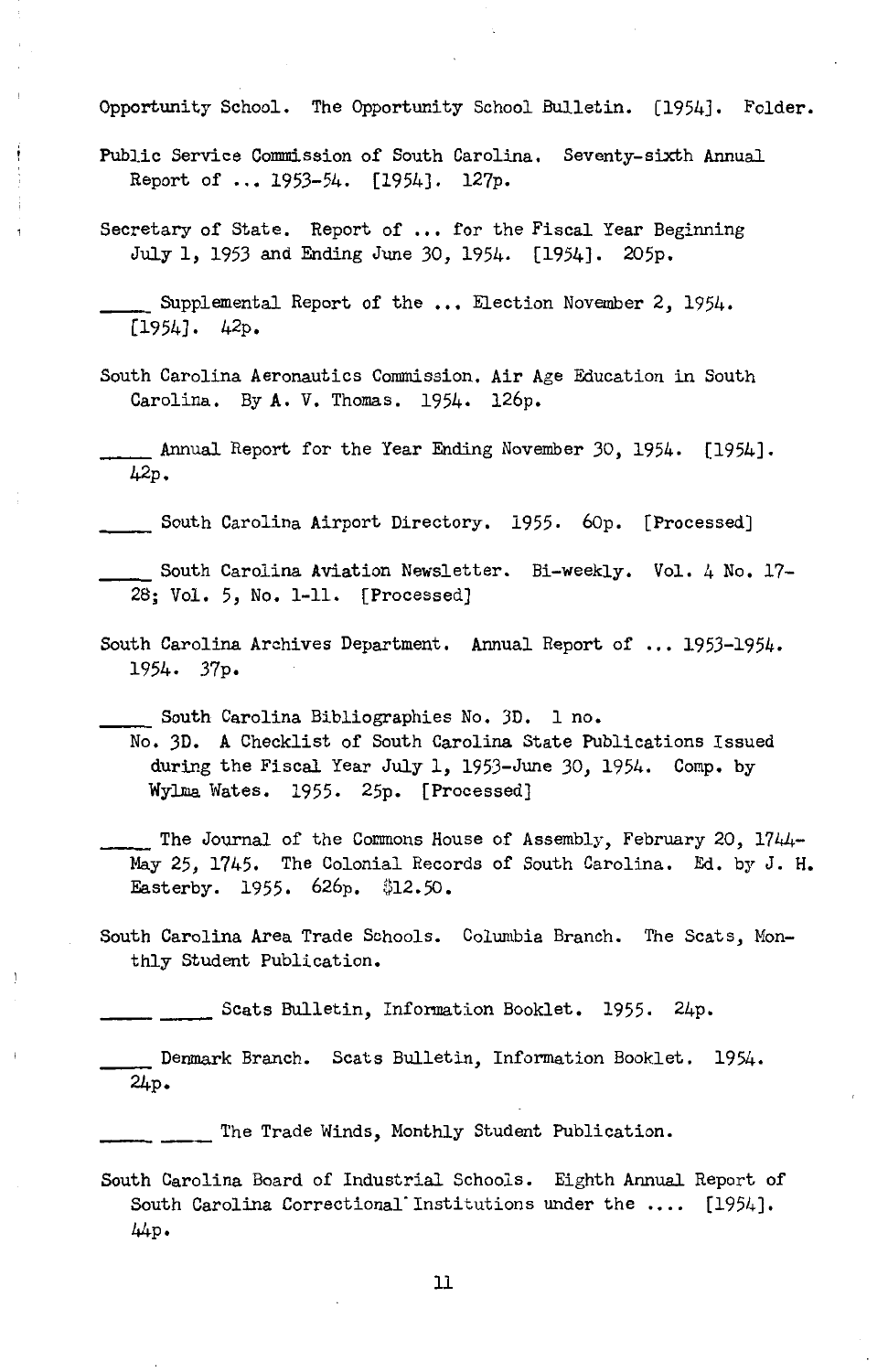Opportunity School. The Opportunity School Bulletin. [1954]. Folder.

Public Service Commission of South Carolina. Seventy-sixth Annual Report of ... 1953-54. [1954]. 127p.

Secretary of State. Report of ... for the Fiscal Year Beginning July 1, 1953 and Ending June 30, 1954. [1954]. 205p.

_____ Supplemental Report of the ... Election November 2, 1954. [1954]. 42p.

South Carolina Aeronautics Commission. Air Age Education in South Carolina. By A. V. Thomas. 1954. 126p.

_____ Annual Report for the Year Ending November 30, 1954. [1954]. 42p.

_____ South Carolina Airport Directory. 1955. 60p. [Processed]

_____ South Carolina Aviation Newsletter. Bi-weekly. Vol. 4 No. 17-28; Vol. 5, No. 1-11. [Processed]

South Carolina Archives Department. Annual Report of ... 1953-1954. 1954. 37p.

_____ South Carolina Bibliographies No. 3D. 1 no.
No. 3D. A Checklist of South Carolina State Publications Issued during the Fiscal Year July 1, 1953-June 30, 1954. Comp. by Wylma Wates. 1955. 25p. [Processed]

_____ The Journal of the Commons House of Assembly, February 20, 1744-May 25, 1745. The Colonial Records of South Carolina. Ed. by J. H. Easterby. 1955. 626p. $12.50.

South Carolina Area Trade Schools. Columbia Branch. The Scats, Monthly Student Publication.

_____ _____ Scats Bulletin, Information Booklet. 1955. 24p.

_____ Denmark Branch. Scats Bulletin, Information Booklet. 1954. 24p.

_____ _____ The Trade Winds, Monthly Student Publication.

South Carolina Board of Industrial Schools. Eighth Annual Report of South Carolina Correctional Institutions under the .... [1954]. 44p.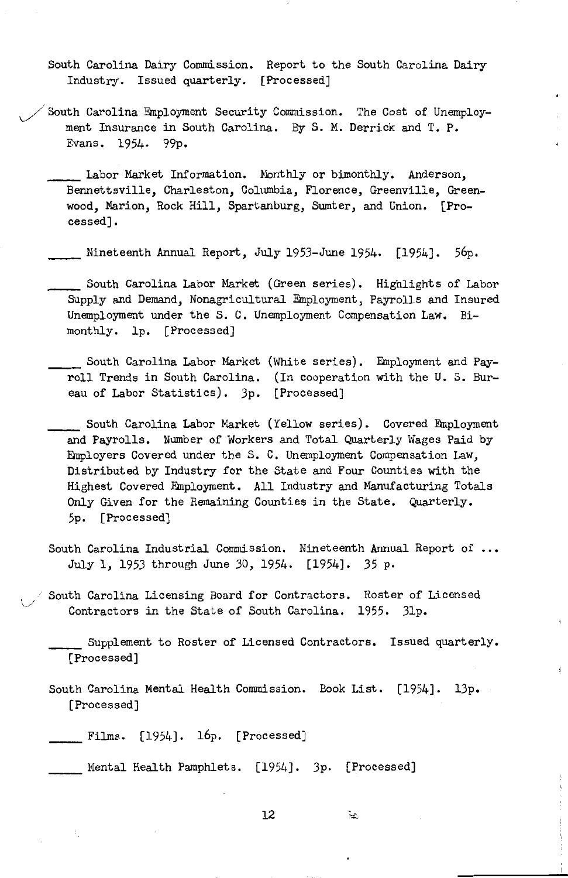South Carolina Dairy Commission. Report to the South Carolina Dairy Industry. Issued quarterly. [Processed]

South Carolina Employment Security Commission. The Cost of Unemployment Insurance in South Carolina. By S. M. Derrick and T. P. Evans. 1954. 99p.

_____ Labor Market Information. Monthly or bimonthly. Anderson, Bennettsville, Charleston, Columbia, Florence, Greenville, Greenwood, Marion, Rock Hill, Spartanburg, Sumter, and Union. [Processed].

_____ Nineteenth Annual Report, July 1953-June 1954. [1954]. 56p.

_____ South Carolina Labor Market (Green series). Highlights of Labor Supply and Demand, Nonagricultural Employment, Payrolls and Insured Unemployment under the S. C. Unemployment Compensation Law. Bimonthly. 1p. [Processed]

_____ South Carolina Labor Market (White series). Employment and Payroll Trends in South Carolina. (In cooperation with the U. S. Bureau of Labor Statistics). 3p. [Processed]

_____ South Carolina Labor Market (Yellow series). Covered Employment and Payrolls. Number of Workers and Total Quarterly Wages Paid by Employers Covered under the S. C. Unemployment Compensation Law, Distributed by Industry for the State and Four Counties with the Highest Covered Employment. All Industry and Manufacturing Totals Only Given for the Remaining Counties in the State. Quarterly. 5p. [Processed]

South Carolina Industrial Commission. Nineteenth Annual Report of ... July 1, 1953 through June 30, 1954. [1954]. 35 p.

South Carolina Licensing Board for Contractors. Roster of Licensed Contractors in the State of South Carolina. 1955. 31p.

_____ Supplement to Roster of Licensed Contractors. Issued quarterly. [Processed]

South Carolina Mental Health Commission. Book List. [1954]. 13p. [Processed]

_____ Films. [1954]. 16p. [Processed]

_____ Mental Health Pamphlets. [1954]. 3p. [Processed]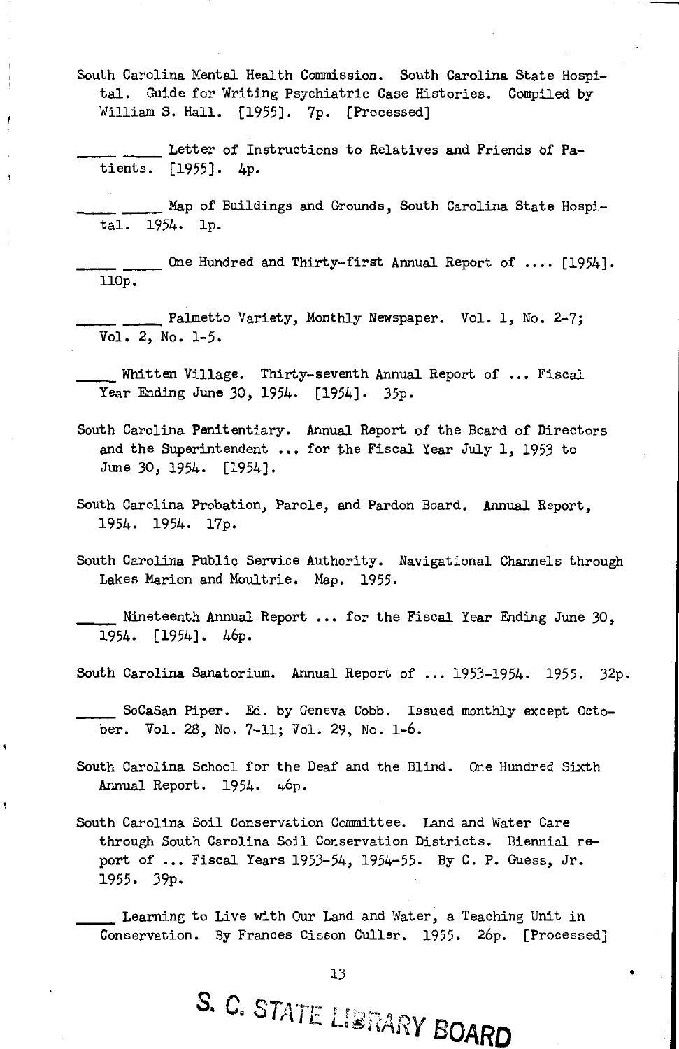South Carolina Mental Health Commission. South Carolina State Hospital. Guide for Writing Psychiatric Case Histories. Compiled by William S. Hall. [1955]. 7p. [Processed]

_____ _____ Letter of Instructions to Relatives and Friends of Patients. [1955]. 4p.

_____ _____ Map of Buildings and Grounds, South Carolina State Hospital. 1954. 1p.

_____ _____ One Hundred and Thirty-first Annual Report of .... [1954]. 110p.

_____ _____ Palmetto Variety, Monthly Newspaper. Vol. 1, No. 2-7; Vol. 2, No. 1-5.

_____ Whitten Village. Thirty-seventh Annual Report of ... Fiscal Year Ending June 30, 1954. [1954]. 35p.

South Carolina Penitentiary. Annual Report of the Board of Directors and the Superintendent ... for the Fiscal Year July 1, 1953 to June 30, 1954. [1954].

South Carolina Probation, Parole, and Pardon Board. Annual Report, 1954. 1954. 17p.

South Carolina Public Service Authority. Navigational Channels through Lakes Marion and Moultrie. Map. 1955.

_____ Nineteenth Annual Report ... for the Fiscal Year Ending June 30, 1954. [1954]. 46p.

South Carolina Sanatorium. Annual Report of ... 1953-1954. 1955. 32p.

_____ SoCaSan Piper. Ed. by Geneva Cobb. Issued monthly except October. Vol. 28, No. 7-11; Vol. 29, No. 1-6.

South Carolina School for the Deaf and the Blind. One Hundred Sixth Annual Report. 1954. 46p.

South Carolina Soil Conservation Committee. Land and Water Care through South Carolina Soil Conservation Districts. Biennial report of ... Fiscal Years 1953-54, 1954-55. By C. P. Guess, Jr. 1955. 39p.

_____ Learning to Live with Our Land and Water, a Teaching Unit in Conservation. By Frances Cisson Culler. 1955. 26p. [Processed]

S. C. STATE LIBRARY BOARD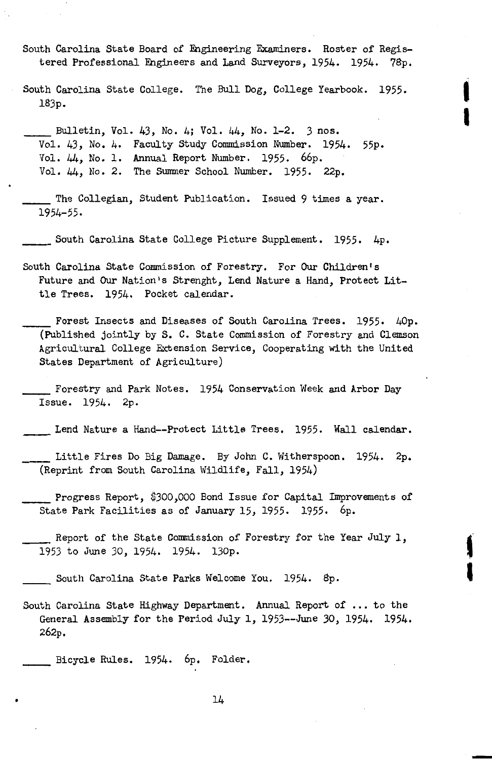South Carolina State Board of Engineering Examiners. Roster of Registered Professional Engineers and Land Surveyors, 1954. 1954. 78p.

South Carolina State College. The Bull Dog, College Yearbook. 1955. 183p.

_____ Bulletin, Vol. 43, No. 4; Vol. 44, No. 1-2. 3 nos.
Vol. 43, No. 4. Faculty Study Commission Number. 1954. 55p.
Vol. 44, No. 1. Annual Report Number. 1955. 66p.
Vol. 44, No. 2. The Summer School Number. 1955. 22p.

_____ The Collegian, Student Publication. Issued 9 times a year. 1954-55.

_____ South Carolina State College Picture Supplement. 1955. 4p.

South Carolina State Commission of Forestry. For Our Children's Future and Our Nation's Strenght, Lend Nature a Hand, Protect Little Trees. 1954. Pocket calendar.

_____ Forest Insects and Diseases of South Carolina Trees. 1955. 40p. (Published jointly by S. C. State Commission of Forestry and Clemson Agricultural College Extension Service, Cooperating with the United States Department of Agriculture)

_____ Forestry and Park Notes. 1954 Conservation Week and Arbor Day Issue. 1954. 2p.

_____ Lend Nature a Hand--Protect Little Trees. 1955. Wall calendar.

_____ Little Fires Do Big Damage. By John C. Witherspoon. 1954. 2p. (Reprint from South Carolina Wildlife, Fall, 1954)

_____ Progress Report, $300,000 Bond Issue for Capital Improvements of State Park Facilities as of January 15, 1955. 1955. 6p.

_____ Report of the State Commission of Forestry for the Year July 1, 1953 to June 30, 1954. 1954. 130p.

_____ South Carolina State Parks Welcome You. 1954. 8p.

South Carolina State Highway Department. Annual Report of ... to the General Assembly for the Period July 1, 1953--June 30, 1954. 1954. 262p.

_____ Bicycle Rules. 1954. 6p. Folder.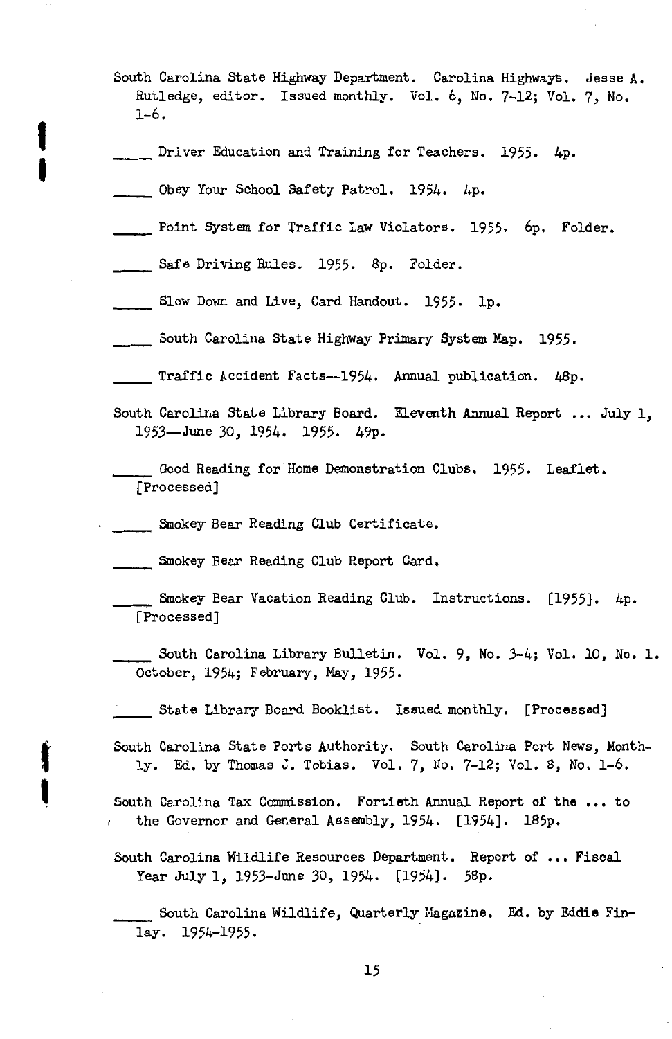South Carolina State Highway Department. Carolina Highways. Jesse A. Rutledge, editor. Issued monthly. Vol. 6, No. 7-12; Vol. 7, No. 1-6.

_____ Driver Education and Training for Teachers. 1955. 4p.

_____ Obey Your School Safety Patrol. 1954. 4p.

_____ Point System for Traffic Law Violators. 1955. 6p. Folder.

_____ Safe Driving Rules. 1955. 8p. Folder.

_____ Slow Down and Live, Card Handout. 1955. 1p.

_____ South Carolina State Highway Primary System Map. 1955.

_____ Traffic Accident Facts--1954. Annual publication. 48p.

South Carolina State Library Board. Eleventh Annual Report ... July 1, 1953--June 30, 1954. 1955. 49p.

_____ Good Reading for Home Demonstration Clubs. 1955. Leaflet. [Processed]

_____ Smokey Bear Reading Club Certificate.

_____ Smokey Bear Reading Club Report Card.

_____ Smokey Bear Vacation Reading Club. Instructions. [1955]. 4p. [Processed]

_____ South Carolina Library Bulletin. Vol. 9, No. 3-4; Vol. 10, No. 1. October, 1954; February, May, 1955.

_____ State Library Board Booklist. Issued monthly. [Processed]

South Carolina State Ports Authority. South Carolina Port News, Monthly. Ed. by Thomas J. Tobias. Vol. 7, No. 7-12; Vol. 8, No. 1-6.

South Carolina Tax Commission. Fortieth Annual Report of the ... to the Governor and General Assembly, 1954. [1954]. 185p.

South Carolina Wildlife Resources Department. Report of ... Fiscal Year July 1, 1953-June 30, 1954. [1954]. 58p.

_____ South Carolina Wildlife, Quarterly Magazine. Ed. by Eddie Finlay. 1954-1955.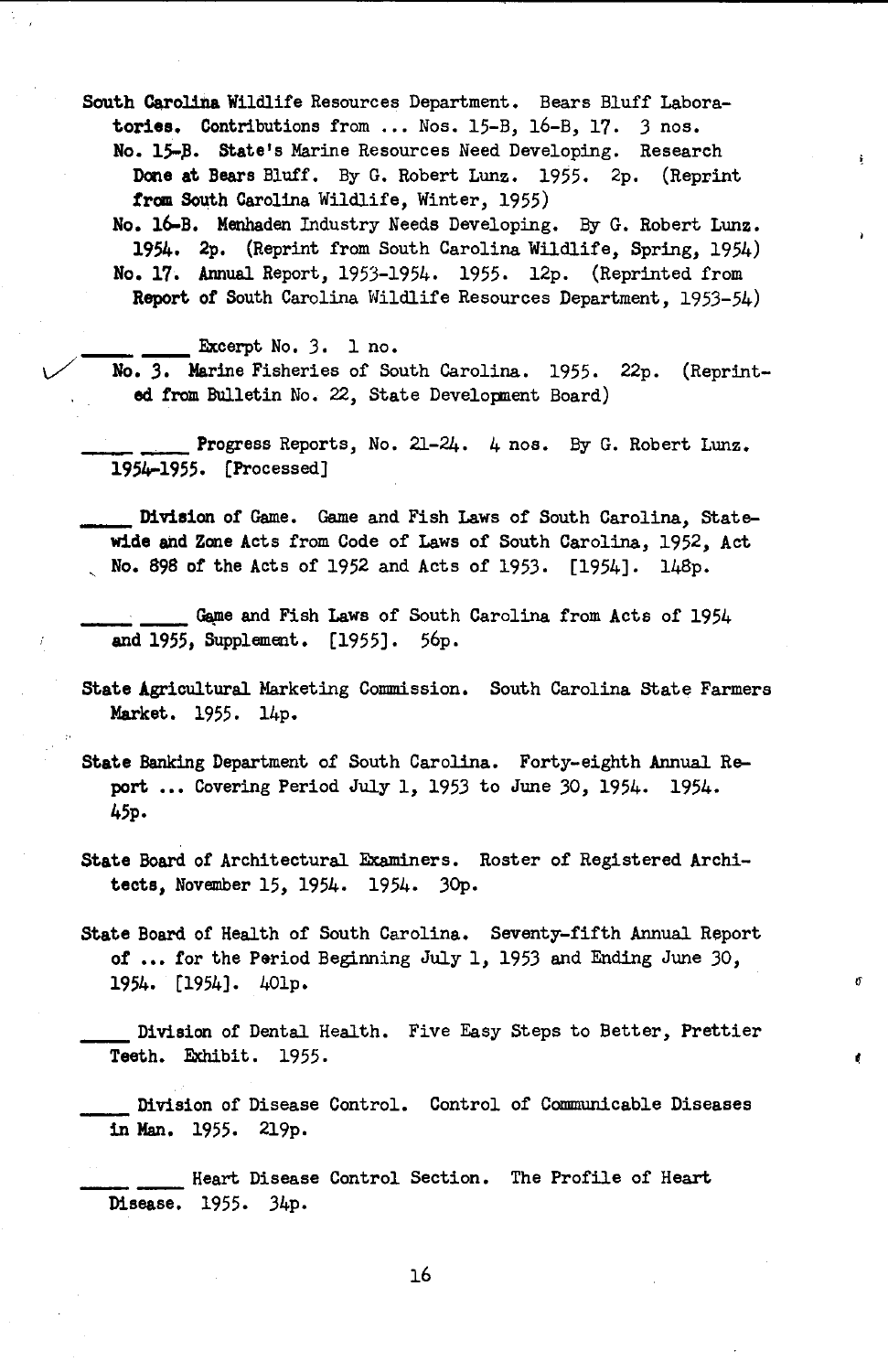South Carolina Wildlife Resources Department. Bears Bluff Laboratories. Contributions from ... Nos. 15-B, 16-B, 17. 3 nos.

No. 15-B. State's Marine Resources Need Developing. Research Done at Bears Bluff. By G. Robert Lunz. 1955. 2p. (Reprint from South Carolina Wildlife, Winter, 1955)

No. 16-B. Menhaden Industry Needs Developing. By G. Robert Lunz. 1954. 2p. (Reprint from South Carolina Wildlife, Spring, 1954)

No. 17. Annual Report, 1953-1954. 1955. 12p. (Reprinted from Report of South Carolina Wildlife Resources Department, 1953-54)

\_\_\_\_ \_\_\_\_ Excerpt No. 3. 1 no.

No. 3. Marine Fisheries of South Carolina. 1955. 22p. (Reprinted from Bulletin No. 22, State Development Board)

\_\_\_\_ \_\_\_\_ Progress Reports, No. 21-24. 4 nos. By G. Robert Lunz. 1954-1955. [Processed]

\_\_\_\_ Division of Game. Game and Fish Laws of South Carolina, Statewide and Zone Acts from Code of Laws of South Carolina, 1952, Act No. 898 of the Acts of 1952 and Acts of 1953. [1954]. 148p.

\_\_\_\_ \_\_\_\_ Game and Fish Laws of South Carolina from Acts of 1954 and 1955, Supplement. [1955]. 56p.

State Agricultural Marketing Commission. South Carolina State Farmers Market. 1955. 14p.

State Banking Department of South Carolina. Forty-eighth Annual Report ... Covering Period July 1, 1953 to June 30, 1954. 1954. 45p.

State Board of Architectural Examiners. Roster of Registered Architects, November 15, 1954. 1954. 30p.

State Board of Health of South Carolina. Seventy-fifth Annual Report of ... for the Period Beginning July 1, 1953 and Ending June 30, 1954. [1954]. 401p.

\_\_\_\_ Division of Dental Health. Five Easy Steps to Better, Prettier Teeth. Exhibit. 1955.

\_\_\_\_ Division of Disease Control. Control of Communicable Diseases in Man. 1955. 219p.

\_\_\_\_ \_\_\_\_ Heart Disease Control Section. The Profile of Heart Disease. 1955. 34p.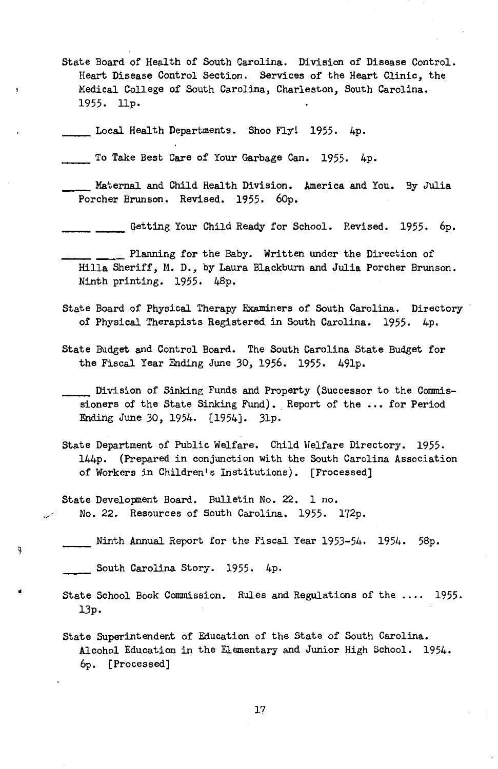State Board of Health of South Carolina. Division of Disease Control. Heart Disease Control Section. Services of the Heart Clinic, the Medical College of South Carolina, Charleston, South Carolina. 1955. 11p.

_____ Local Health Departments. Shoo Fly! 1955. 4p.

_____ To Take Best Care of Your Garbage Can. 1955. 4p.

_____ Maternal and Child Health Division. America and You. By Julia Porcher Brunson. Revised. 1955. 60p.

_____ _____ Getting Your Child Ready for School. Revised. 1955. 6p.

_____ _____ Planning for the Baby. Written under the Direction of Hilla Sheriff, M. D., by Laura Blackburn and Julia Porcher Brunson. Ninth printing. 1955. 48p.

State Board of Physical Therapy Examiners of South Carolina. Directory of Physical Therapists Registered in South Carolina. 1955. 4p.

State Budget and Control Board. The South Carolina State Budget for the Fiscal Year Ending June 30, 1956. 1955. 491p.

_____ Division of Sinking Funds and Property (Successor to the Commissioners of the State Sinking Fund). Report of the ... for Period Ending June 30, 1954. [1954]. 31p.

State Department of Public Welfare. Child Welfare Directory. 1955. 144p. (Prepared in conjunction with the South Carolina Association of Workers in Children's Institutions). [Processed]

State Development Board. Bulletin No. 22. 1 no.
No. 22. Resources of South Carolina. 1955. 172p.

_____ Ninth Annual Report for the Fiscal Year 1953-54. 1954. 58p.

_____ South Carolina Story. 1955. 4p.

State School Book Commission. Rules and Regulations of the .... 1955. 13p.

State Superintendent of Education of the State of South Carolina. Alcohol Education in the Elementary and Junior High School. 1954. 6p. [Processed]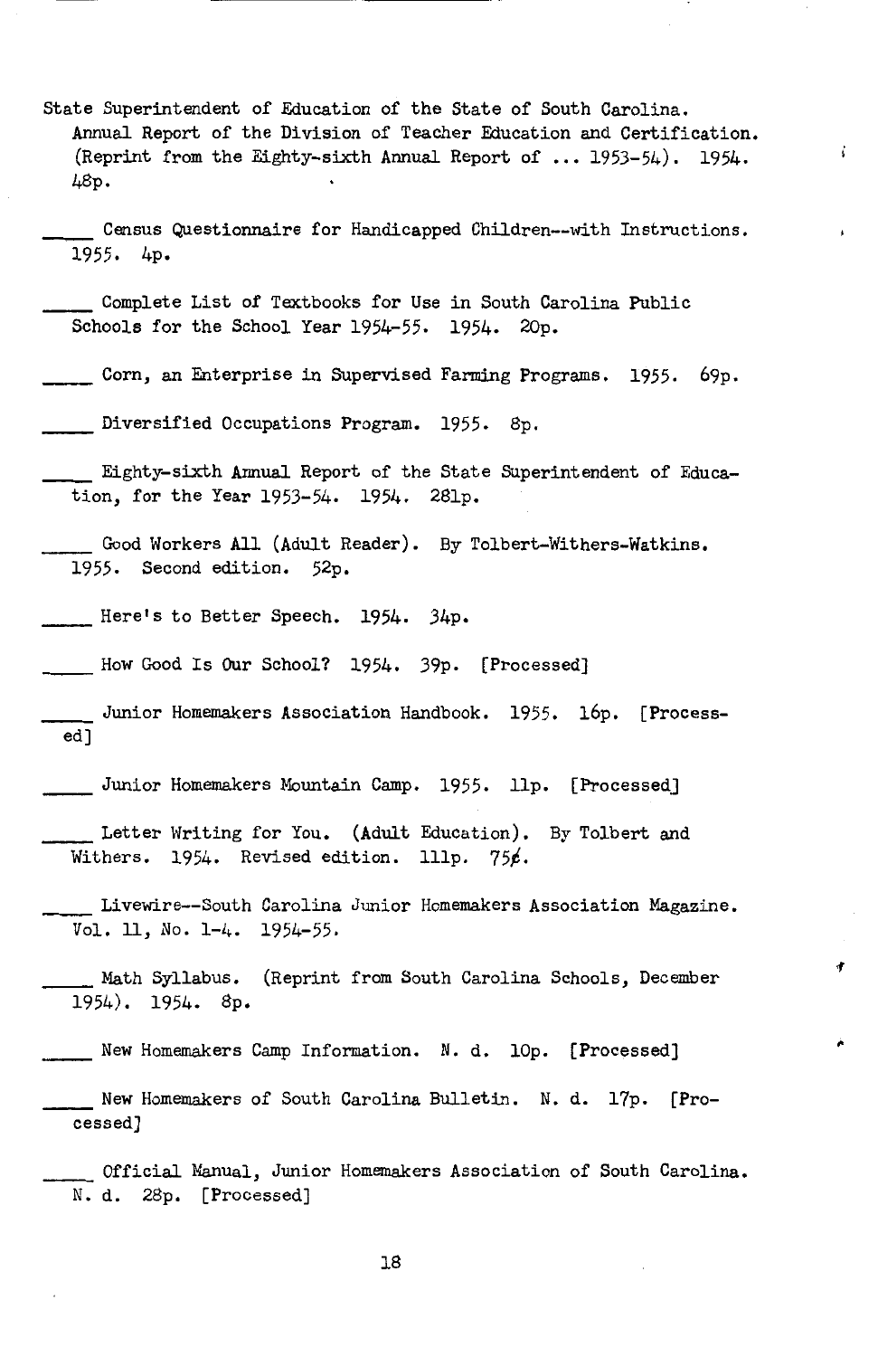State Superintendent of Education of the State of South Carolina. Annual Report of the Division of Teacher Education and Certification. (Reprint from the Eighty-sixth Annual Report of ... 1953-54). 1954. 48p.

_____ Census Questionnaire for Handicapped Children--with Instructions. 1955. 4p.

_____ Complete List of Textbooks for Use in South Carolina Public Schools for the School Year 1954-55. 1954. 20p.

_____ Corn, an Enterprise in Supervised Farming Programs. 1955. 69p.

_____ Diversified Occupations Program. 1955. 8p.

_____ Eighty-sixth Annual Report of the State Superintendent of Education, for the Year 1953-54. 1954. 281p.

_____ Good Workers All (Adult Reader). By Tolbert-Withers-Watkins. 1955. Second edition. 52p.

_____ Here's to Better Speech. 1954. 34p.

_____ How Good Is Our School? 1954. 39p. [Processed]

_____ Junior Homemakers Association Handbook. 1955. 16p. [Processed]

_____ Junior Homemakers Mountain Camp. 1955. 11p. [Processed]

_____ Letter Writing for You. (Adult Education). By Tolbert and Withers. 1954. Revised edition. 111p. 75¢.

_____ Livewire--South Carolina Junior Homemakers Association Magazine. Vol. 11, No. 1-4. 1954-55.

_____ Math Syllabus. (Reprint from South Carolina Schools, December 1954). 1954. 8p.

_____ New Homemakers Camp Information. N. d. 10p. [Processed]

_____ New Homemakers of South Carolina Bulletin. N. d. 17p. [Processed]

_____ Official Manual, Junior Homemakers Association of South Carolina. N. d. 28p. [Processed]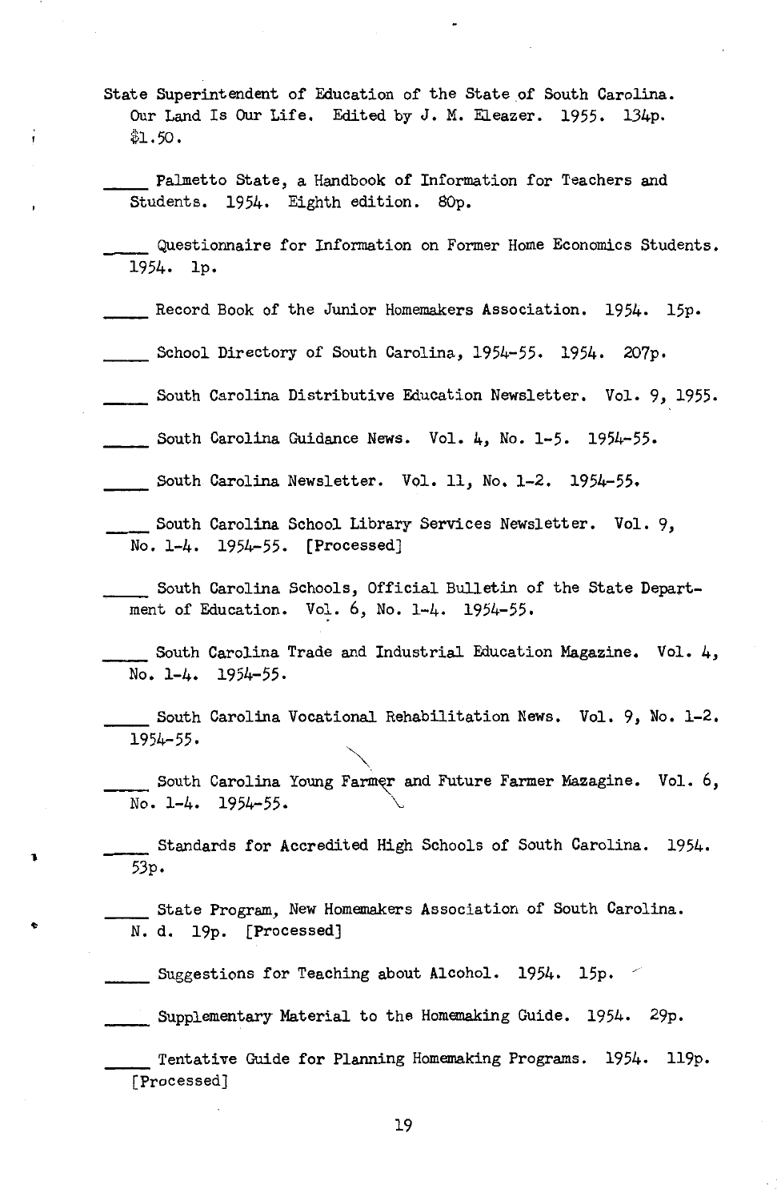State Superintendent of Education of the State of South Carolina. Our Land Is Our Life. Edited by J. M. Eleazer. 1955. 134p. $1.50.

_____ Palmetto State, a Handbook of Information for Teachers and Students. 1954. Eighth edition. 80p.

_____ Questionnaire for Information on Former Home Economics Students. 1954. 1p.

_____ Record Book of the Junior Homemakers Association. 1954. 15p.

_____ School Directory of South Carolina, 1954-55. 1954. 207p.

_____ South Carolina Distributive Education Newsletter. Vol. 9, 1955.

_____ South Carolina Guidance News. Vol. 4, No. 1-5. 1954-55.

_____ South Carolina Newsletter. Vol. 11, No. 1-2. 1954-55.

_____ South Carolina School Library Services Newsletter. Vol. 9, No. 1-4. 1954-55. [Processed]

_____ South Carolina Schools, Official Bulletin of the State Department of Education. Vol. 6, No. 1-4. 1954-55.

_____ South Carolina Trade and Industrial Education Magazine. Vol. 4, No. 1-4. 1954-55.

_____ South Carolina Vocational Rehabilitation News. Vol. 9, No. 1-2. 1954-55.

_____ South Carolina Young Farmer and Future Farmer Mazagine. Vol. 6, No. 1-4. 1954-55.

_____ Standards for Accredited High Schools of South Carolina. 1954. 53p.

_____ State Program, New Homemakers Association of South Carolina. N. d. 19p. [Processed]

_____ Suggestions for Teaching about Alcohol. 1954. 15p.

_____ Supplementary Material to the Homemaking Guide. 1954. 29p.

_____ Tentative Guide for Planning Homemaking Programs. 1954. 119p. [Processed]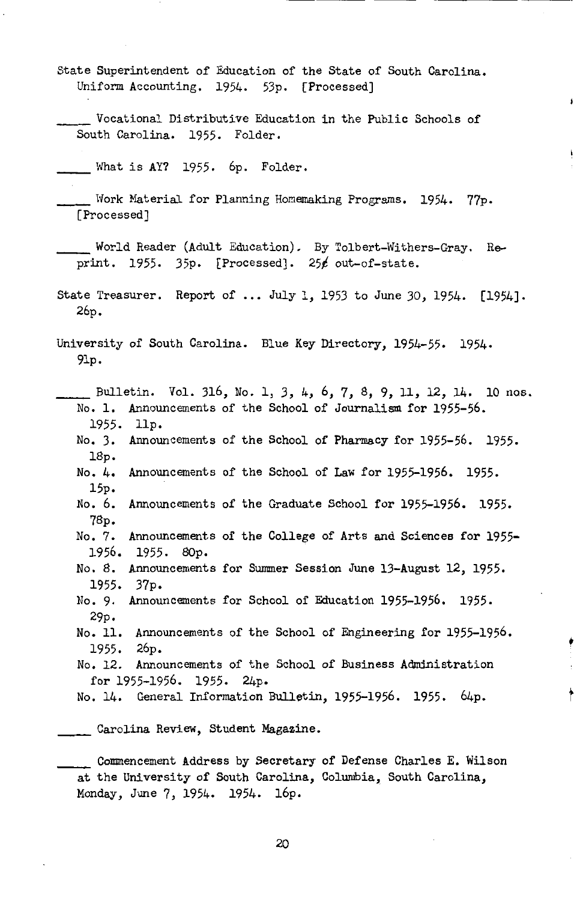State Superintendent of Education of the State of South Carolina. Uniform Accounting. 1954. 53p. [Processed]

____ Vocational Distributive Education in the Public Schools of South Carolina. 1955. Folder.

____ What is AY? 1955. 6p. Folder.

____ Work Material for Planning Homemaking Programs. 1954. 77p. [Processed]

____ World Reader (Adult Education). By Tolbert-Withers-Gray. Reprint. 1955. 35p. [Processed]. 25¢ out-of-state.

State Treasurer. Report of ... July 1, 1953 to June 30, 1954. [1954]. 26p.

University of South Carolina. Blue Key Directory, 1954-55. 1954. 91p.

____ Bulletin. Vol. 316, No. 1, 3, 4, 6, 7, 8, 9, 11, 12, 14. 10 nos.
- No. 1. Announcements of the School of Journalism for 1955-56. 1955. 11p.
- No. 3. Announcements of the School of Pharmacy for 1955-56. 1955. 18p.
- No. 4. Announcements of the School of Law for 1955-1956. 1955. 15p.
- No. 6. Announcements of the Graduate School for 1955-1956. 1955. 78p.
- No. 7. Announcements of the College of Arts and Sciences for 1955-1956. 1955. 80p.
- No. 8. Announcements for Summer Session June 13-August 12, 1955. 1955. 37p.
- No. 9. Announcements for School of Education 1955-1956. 1955. 29p.
- No. 11. Announcements of the School of Engineering for 1955-1956. 1955. 26p.
- No. 12. Announcements of the School of Business Administration for 1955-1956. 1955. 24p.
- No. 14. General Information Bulletin, 1955-1956. 1955. 64p.

____ Carolina Review, Student Magazine.

____ Commencement Address by Secretary of Defense Charles E. Wilson at the University of South Carolina, Columbia, South Carolina, Monday, June 7, 1954. 1954. 16p.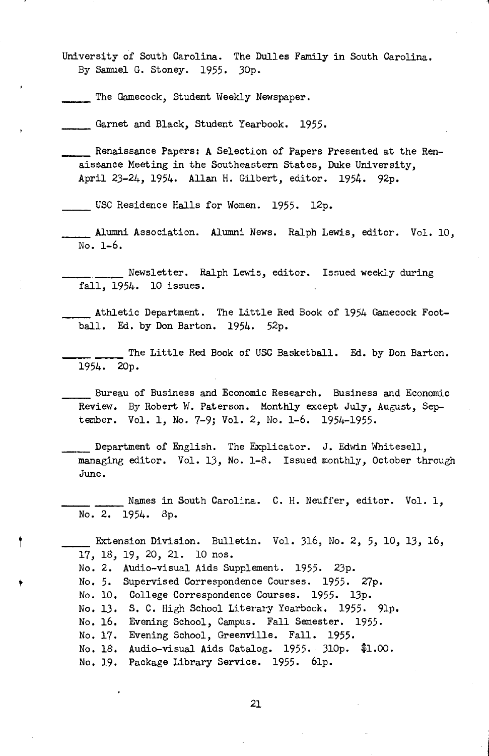University of South Carolina. The Dulles Family in South Carolina. By Samuel G. Stoney. 1955. 30p.

_____ The Gamecock, Student Weekly Newspaper.

_____ Garnet and Black, Student Yearbook. 1955.

_____ Renaissance Papers: A Selection of Papers Presented at the Renaissance Meeting in the Southeastern States, Duke University, April 23-24, 1954. Allan H. Gilbert, editor. 1954. 92p.

_____ USC Residence Halls for Women. 1955. 12p.

_____ Alumni Association. Alumni News. Ralph Lewis, editor. Vol. 10, No. 1-6.

_____ _____ Newsletter. Ralph Lewis, editor. Issued weekly during fall, 1954. 10 issues.

_____ Athletic Department. The Little Red Book of 1954 Gamecock Football. Ed. by Don Barton. 1954. 52p.

_____ _____ The Little Red Book of USC Basketball. Ed. by Don Barton. 1954. 20p.

_____ Bureau of Business and Economic Research. Business and Economic Review. By Robert W. Paterson. Monthly except July, August, September. Vol. 1, No. 7-9; Vol. 2, No. 1-6. 1954-1955.

_____ Department of English. The Explicator. J. Edwin Whitesell, managing editor. Vol. 13, No. 1-8. Issued monthly, October through June.

_____ _____ Names in South Carolina. C. H. Neuffer, editor. Vol. 1, No. 2. 1954. 8p.

_____ Extension Division. Bulletin. Vol. 316, No. 2, 5, 10, 13, 16, 17, 18, 19, 20, 21. 10 nos.

No. 2. Audio-visual Aids Supplement. 1955. 23p.
No. 5. Supervised Correspondence Courses. 1955. 27p.
No. 10. College Correspondence Courses. 1955. 13p.
No. 13. S. C. High School Literary Yearbook. 1955. 91p.
No. 16. Evening School, Campus. Fall Semester. 1955.
No. 17. Evening School, Greenville. Fall. 1955.
No. 18. Audio-visual Aids Catalog. 1955. 310p. $1.00.
No. 19. Package Library Service. 1955. 61p.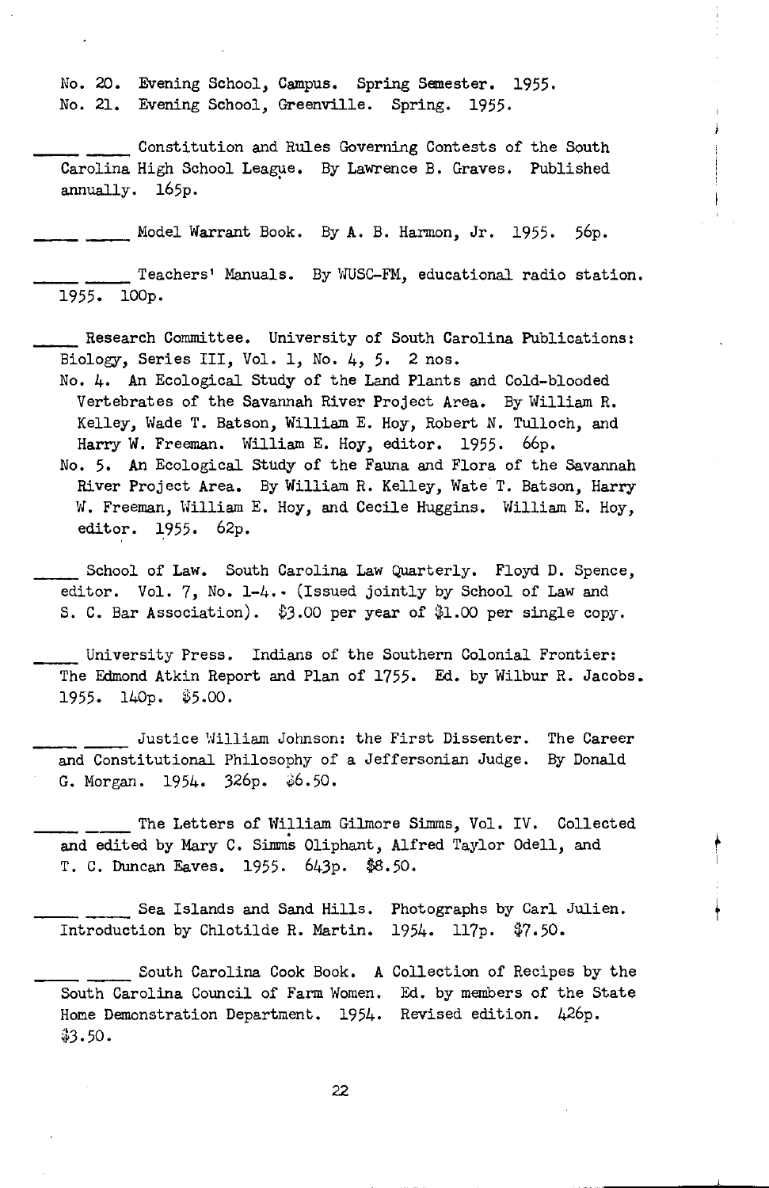No. 20. Evening School, Campus. Spring Semester. 1955.
No. 21. Evening School, Greenville. Spring. 1955.

\_\_\_\_\_ \_\_\_\_\_ Constitution and Rules Governing Contests of the South Carolina High School League. By Lawrence B. Graves. Published annually. 165p.

\_\_\_\_\_ \_\_\_\_\_ Model Warrant Book. By A. B. Harmon, Jr. 1955. 56p.

\_\_\_\_\_ \_\_\_\_\_ Teachers' Manuals. By WUSC-FM, educational radio station. 1955. 100p.

\_\_\_\_\_ Research Committee. University of South Carolina Publications: Biology, Series III, Vol. 1, No. 4, 5. 2 nos.

No. 4. An Ecological Study of the Land Plants and Cold-blooded Vertebrates of the Savannah River Project Area. By William R. Kelley, Wade T. Batson, William E. Hoy, Robert N. Tulloch, and Harry W. Freeman. William E. Hoy, editor. 1955. 66p.

No. 5. An Ecological Study of the Fauna and Flora of the Savannah River Project Area. By William R. Kelley, Wate T. Batson, Harry W. Freeman, William E. Hoy, and Cecile Huggins. William E. Hoy, editor. 1955. 62p.

\_\_\_\_\_ School of Law. South Carolina Law Quarterly. Floyd D. Spence, editor. Vol. 7, No. 1-4.. (Issued jointly by School of Law and S. C. Bar Association). $3.00 per year of $1.00 per single copy.

\_\_\_\_\_ University Press. Indians of the Southern Colonial Frontier: The Edmond Atkin Report and Plan of 1755. Ed. by Wilbur R. Jacobs. 1955. 140p. $5.00.

\_\_\_\_\_ \_\_\_\_\_ Justice William Johnson: the First Dissenter. The Career and Constitutional Philosophy of a Jeffersonian Judge. By Donald G. Morgan. 1954. 326p. $6.50.

\_\_\_\_\_ \_\_\_\_\_ The Letters of William Gilmore Simms, Vol. IV. Collected and edited by Mary C. Simms Oliphant, Alfred Taylor Odell, and T. C. Duncan Eaves. 1955. 643p. $8.50.

\_\_\_\_\_ \_\_\_\_\_ Sea Islands and Sand Hills. Photographs by Carl Julien. Introduction by Chlotilde R. Martin. 1954. 117p. $7.50.

\_\_\_\_\_ \_\_\_\_\_ South Carolina Cook Book. A Collection of Recipes by the South Carolina Council of Farm Women. Ed. by members of the State Home Demonstration Department. 1954. Revised edition. 426p. $3.50.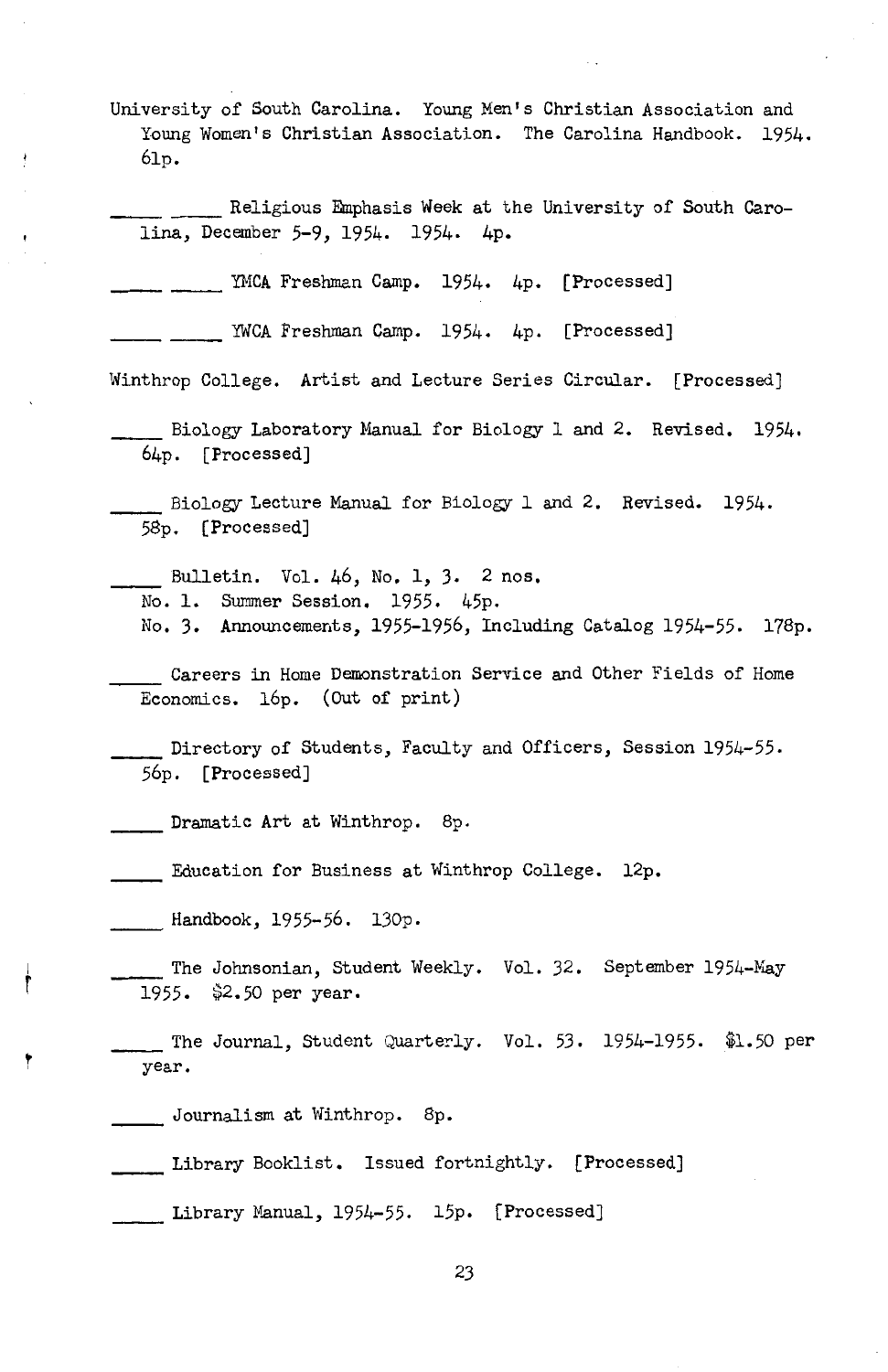University of South Carolina. Young Men's Christian Association and Young Women's Christian Association. The Carolina Handbook. 1954. 61p.

\_\_\_\_ \_\_\_\_ Religious Emphasis Week at the University of South Carolina, December 5-9, 1954. 1954. 4p.

\_\_\_\_ \_\_\_\_ YMCA Freshman Camp. 1954. 4p. [Processed]

\_\_\_\_ \_\_\_\_ YWCA Freshman Camp. 1954. 4p. [Processed]

Winthrop College. Artist and Lecture Series Circular. [Processed]

\_\_\_\_ Biology Laboratory Manual for Biology 1 and 2. Revised. 1954. 64p. [Processed]

\_\_\_\_ Biology Lecture Manual for Biology 1 and 2. Revised. 1954. 58p. [Processed]

\_\_\_\_ Bulletin. Vol. 46, No. 1, 3. 2 nos.
No. 1. Summer Session. 1955. 45p.
No. 3. Announcements, 1955-1956, Including Catalog 1954-55. 178p.

\_\_\_\_ Careers in Home Demonstration Service and Other Fields of Home Economics. 16p. (Out of print)

\_\_\_\_ Directory of Students, Faculty and Officers, Session 1954-55. 56p. [Processed]

\_\_\_\_ Dramatic Art at Winthrop. 8p.

\_\_\_\_ Education for Business at Winthrop College. 12p.

\_\_\_\_ Handbook, 1955-56. 130p.

\_\_\_\_ The Johnsonian, Student Weekly. Vol. 32. September 1954-May 1955. $2.50 per year.

\_\_\_\_ The Journal, Student Quarterly. Vol. 53. 1954-1955. $1.50 per year.

\_\_\_\_ Journalism at Winthrop. 8p.

\_\_\_\_ Library Booklist. Issued fortnightly. [Processed]

\_\_\_\_ Library Manual, 1954-55. 15p. [Processed]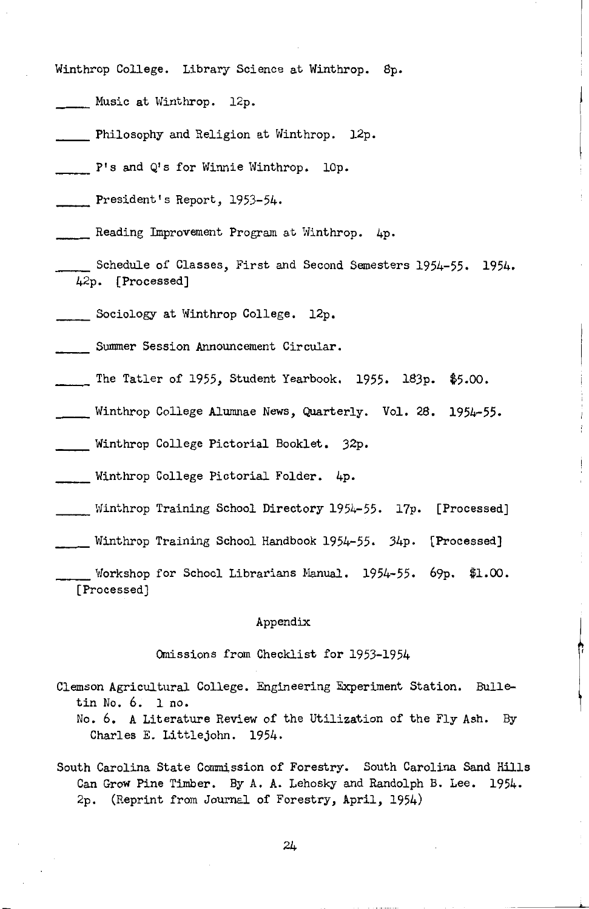Winthrop College. Library Science at Winthrop. 8p.

_____ Music at Winthrop. 12p.

_____ Philosophy and Religion at Winthrop. 12p.

_____ P's and Q's for Winnie Winthrop. 10p.

_____ President's Report, 1953-54.

_____ Reading Improvement Program at Winthrop. 4p.

_____ Schedule of Classes, First and Second Semesters 1954-55. 1954. 42p. [Processed]

_____ Sociology at Winthrop College. 12p.

_____ Summer Session Announcement Circular.

_____ The Tatler of 1955, Student Yearbook. 1955. 183p. $5.00.

_____ Winthrop College Alumnae News, Quarterly. Vol. 28. 1954-55.

_____ Winthrop College Pictorial Booklet. 32p.

_____ Winthrop College Pictorial Folder. 4p.

_____ Winthrop Training School Directory 1954-55. 17p. [Processed]

_____ Winthrop Training School Handbook 1954-55. 34p. [Processed]

_____ Workshop for School Librarians Manual. 1954-55. 69p. $1.00. [Processed]

## Appendix

### Omissions from Checklist for 1953-1954

Clemson Agricultural College. Engineering Experiment Station. Bulletin No. 6. 1 no.

No. 6. A Literature Review of the Utilization of the Fly Ash. By Charles E. Littlejohn. 1954.

South Carolina State Commission of Forestry. South Carolina Sand Hills Can Grow Pine Timber. By A. A. Lehosky and Randolph B. Lee. 1954. 2p. (Reprint from Journal of Forestry, April, 1954)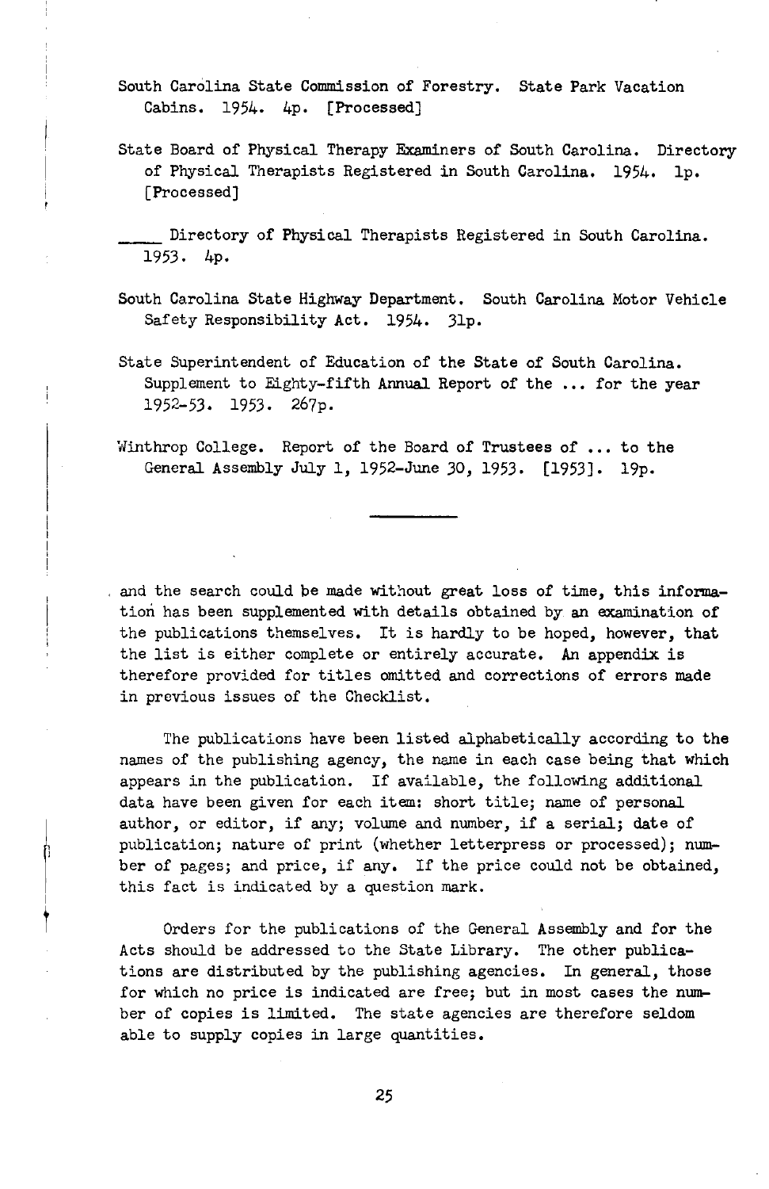South Carolina State Commission of Forestry. State Park Vacation Cabins. 1954. 4p. [Processed]

State Board of Physical Therapy Examiners of South Carolina. Directory of Physical Therapists Registered in South Carolina. 1954. 1p. [Processed]

\_\_\_\_ Directory of Physical Therapists Registered in South Carolina. 1953. 4p.

South Carolina State Highway Department. South Carolina Motor Vehicle Safety Responsibility Act. 1954. 31p.

State Superintendent of Education of the State of South Carolina. Supplement to Eighty-fifth Annual Report of the ... for the year 1952-53. 1953. 267p.

Winthrop College. Report of the Board of Trustees of ... to the General Assembly July 1, 1952-June 30, 1953. [1953]. 19p.

---

and the search could be made without great loss of time, this information has been supplemented with details obtained by an examination of the publications themselves. It is hardly to be hoped, however, that the list is either complete or entirely accurate. An appendix is therefore provided for titles omitted and corrections of errors made in previous issues of the Checklist.

The publications have been listed alphabetically according to the names of the publishing agency, the name in each case being that which appears in the publication. If available, the following additional data have been given for each item: short title; name of personal author, or editor, if any; volume and number, if a serial; date of publication; nature of print (whether letterpress or processed); number of pages; and price, if any. If the price could not be obtained, this fact is indicated by a question mark.

Orders for the publications of the General Assembly and for the Acts should be addressed to the State Library. The other publications are distributed by the publishing agencies. In general, those for which no price is indicated are free; but in most cases the number of copies is limited. The state agencies are therefore seldom able to supply copies in large quantities.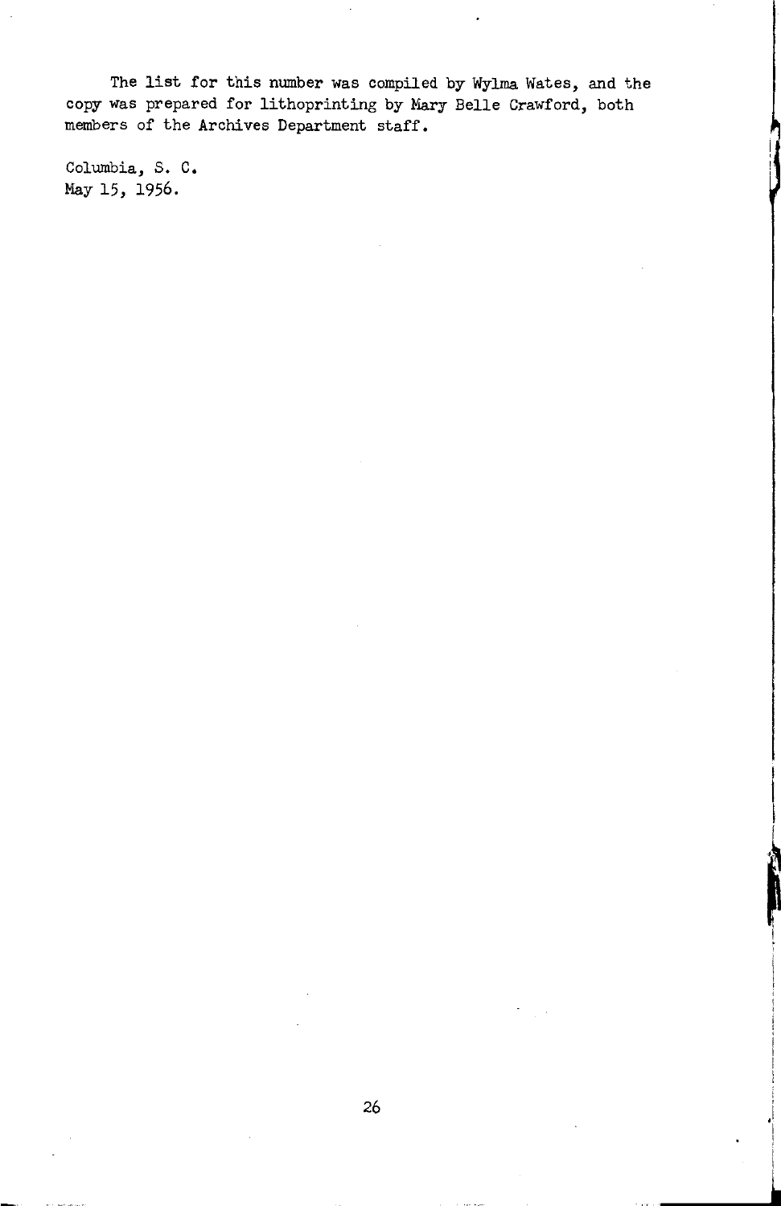The list for this number was compiled by Wylma Wates, and the copy was prepared for lithoprinting by Mary Belle Crawford, both members of the Archives Department staff.

Columbia, S. C.
May 15, 1956.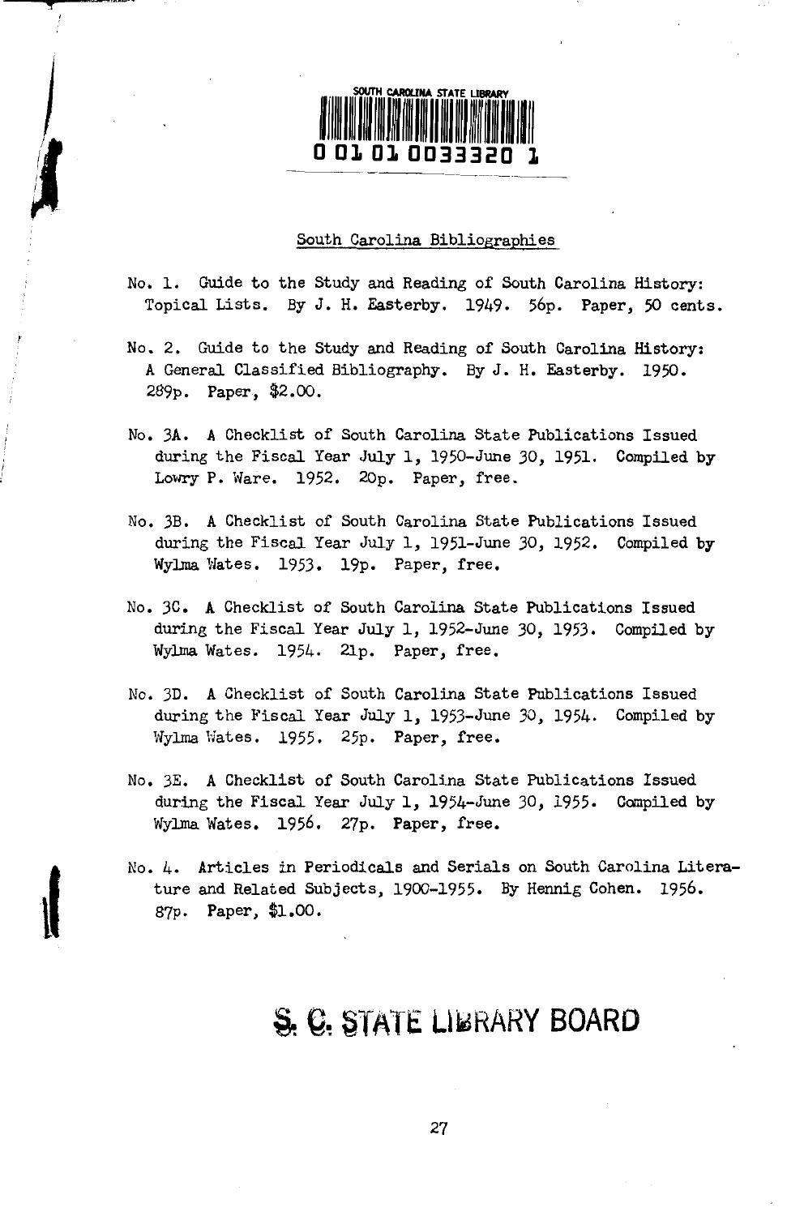SOUTH CAROLINA STATE LIBRARY

0 01 01 0033320 1

South Carolina Bibliographies

No. 1. Guide to the Study and Reading of South Carolina History: Topical Lists. By J. H. Easterby. 1949. 56p. Paper, 50 cents.

No. 2. Guide to the Study and Reading of South Carolina History: A General Classified Bibliography. By J. H. Easterby. 1950. 289p. Paper, $2.00.

No. 3A. A Checklist of South Carolina State Publications Issued during the Fiscal Year July 1, 1950-June 30, 1951. Compiled by Lowry P. Ware. 1952. 20p. Paper, free.

No. 3B. A Checklist of South Carolina State Publications Issued during the Fiscal Year July 1, 1951-June 30, 1952. Compiled by Wylma Wates. 1953. 19p. Paper, free.

No. 3C. A Checklist of South Carolina State Publications Issued during the Fiscal Year July 1, 1952-June 30, 1953. Compiled by Wylma Wates. 1954. 21p. Paper, free.

No. 3D. A Checklist of South Carolina State Publications Issued during the Fiscal Year July 1, 1953-June 30, 1954. Compiled by Wylma Wates. 1955. 25p. Paper, free.

No. 3E. A Checklist of South Carolina State Publications Issued during the Fiscal Year July 1, 1954-June 30, 1955. Compiled by Wylma Wates. 1956. 27p. Paper, free.

No. 4. Articles in Periodicals and Serials on South Carolina Literature and Related Subjects, 1900-1955. By Hennig Cohen. 1956. 87p. Paper, $1.00.

S. C. STATE LIBRARY BOARD